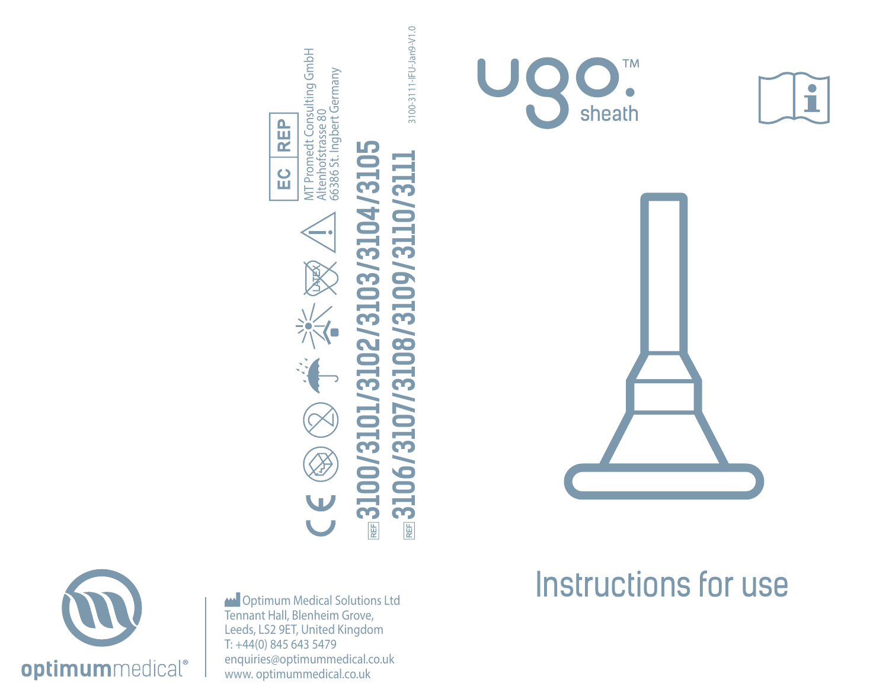# ugo.™ sheath

# Instructions for use

MT Promedt Consulting GmbH
Altenhofstrasse 80
66386 St. Ingbert Germany

3100-3111-IFU-Jan9-V1.0

REF 3100/3101/3102/3103/3104/3105

REF 3106/3107/3108/3109/3110/3111

LATEX

EC REP

optimummedical®

Optimum Medical Solutions Ltd
Tennant Hall, Blenheim Grove,
Leeds, LS2 9ET, United Kingdom
T: +44(0) 845 643 5479
enquiries@optimummedical.co.uk
www. optimummedical.co.uk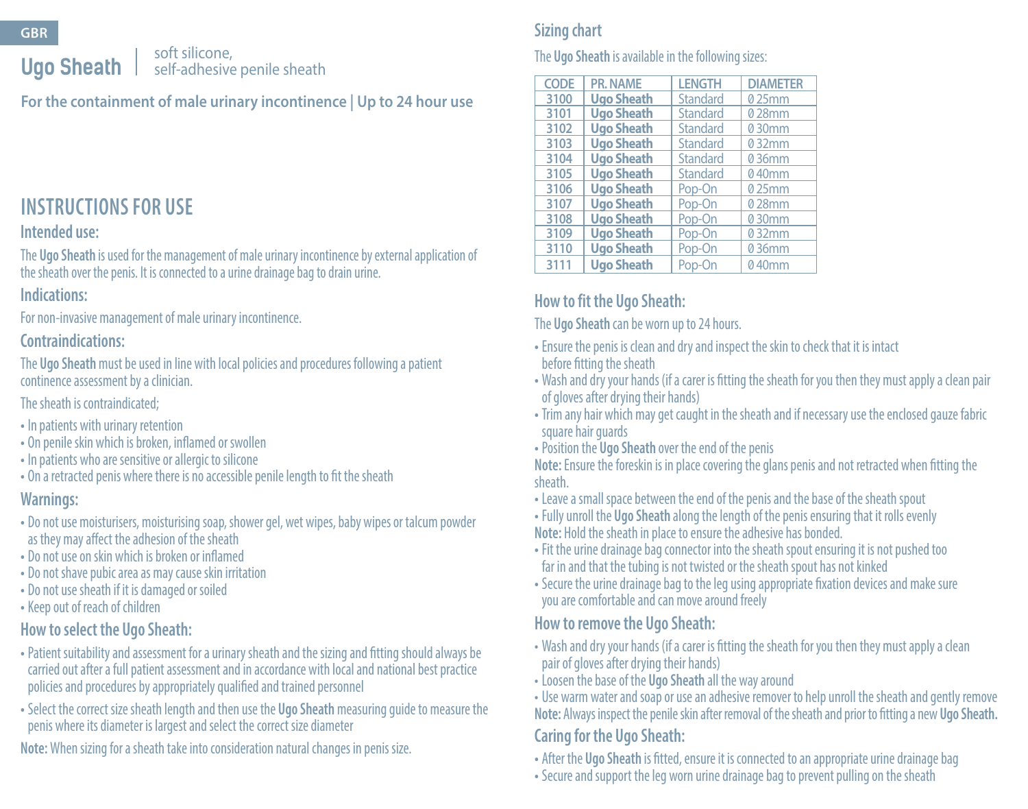GBR

# Ugo Sheath | soft silicone, self-adhesive penile sheath

**For the containment of male urinary incontinence | Up to 24 hour use**

## INSTRUCTIONS FOR USE

### Intended use:

The **Ugo Sheath** is used for the management of male urinary incontinence by external application of the sheath over the penis. It is connected to a urine drainage bag to drain urine.

### Indications:

For non-invasive management of male urinary incontinence.

### Contraindications:

The **Ugo Sheath** must be used in line with local policies and procedures following a patient continence assessment by a clinician.

The sheath is contraindicated;

- In patients with urinary retention
- On penile skin which is broken, inflamed or swollen
- In patients who are sensitive or allergic to silicone
- On a retracted penis where there is no accessible penile length to fit the sheath

### Warnings:

- Do not use moisturisers, moisturising soap, shower gel, wet wipes, baby wipes or talcum powder as they may affect the adhesion of the sheath
- Do not use on skin which is broken or inflamed
- Do not shave pubic area as may cause skin irritation
- Do not use sheath if it is damaged or soiled
- Keep out of reach of children

### How to select the Ugo Sheath:

- Patient suitability and assessment for a urinary sheath and the sizing and fitting should always be carried out after a full patient assessment and in accordance with local and national best practice policies and procedures by appropriately qualified and trained personnel
- Select the correct size sheath length and then use the **Ugo Sheath** measuring guide to measure the penis where its diameter is largest and select the correct size diameter

**Note:** When sizing for a sheath take into consideration natural changes in penis size.

### Sizing chart

The **Ugo Sheath** is available in the following sizes:

| CODE | PR. NAME | LENGTH | DIAMETER |
|---|---|---|---|
| 3100 | **Ugo Sheath** | Standard | Ø 25mm |
| 3101 | **Ugo Sheath** | Standard | Ø 28mm |
| 3102 | **Ugo Sheath** | Standard | Ø 30mm |
| 3103 | **Ugo Sheath** | Standard | Ø 32mm |
| 3104 | **Ugo Sheath** | Standard | Ø 36mm |
| 3105 | **Ugo Sheath** | Standard | Ø 40mm |
| 3106 | **Ugo Sheath** | Pop-On | Ø 25mm |
| 3107 | **Ugo Sheath** | Pop-On | Ø 28mm |
| 3108 | **Ugo Sheath** | Pop-On | Ø 30mm |
| 3109 | **Ugo Sheath** | Pop-On | Ø 32mm |
| 3110 | **Ugo Sheath** | Pop-On | Ø 36mm |
| 3111 | **Ugo Sheath** | Pop-On | Ø 40mm |

### How to fit the Ugo Sheath:

The **Ugo Sheath** can be worn up to 24 hours.

- Ensure the penis is clean and dry and inspect the skin to check that it is intact before fitting the sheath
- Wash and dry your hands (if a carer is fitting the sheath for you then they must apply a clean pair of gloves after drying their hands)
- Trim any hair which may get caught in the sheath and if necessary use the enclosed gauze fabric square hair guards
- Position the **Ugo Sheath** over the end of the penis

**Note:** Ensure the foreskin is in place covering the glans penis and not retracted when fitting the sheath.

- Leave a small space between the end of the penis and the base of the sheath spout
- Fully unroll the **Ugo Sheath** along the length of the penis ensuring that it rolls evenly

**Note:** Hold the sheath in place to ensure the adhesive has bonded.

- Fit the urine drainage bag connector into the sheath spout ensuring it is not pushed too far in and that the tubing is not twisted or the sheath spout has not kinked
- Secure the urine drainage bag to the leg using appropriate fixation devices and make sure you are comfortable and can move around freely

### How to remove the Ugo Sheath:

- Wash and dry your hands (if a carer is fitting the sheath for you then they must apply a clean pair of gloves after drying their hands)
- Loosen the base of the **Ugo Sheath** all the way around
- Use warm water and soap or use an adhesive remover to help unroll the sheath and gently remove

**Note:** Always inspect the penile skin after removal of the sheath and prior to fitting a new **Ugo Sheath.**

### Caring for the Ugo Sheath:

- After the **Ugo Sheath** is fitted, ensure it is connected to an appropriate urine drainage bag
- Secure and support the leg worn urine drainage bag to prevent pulling on the sheath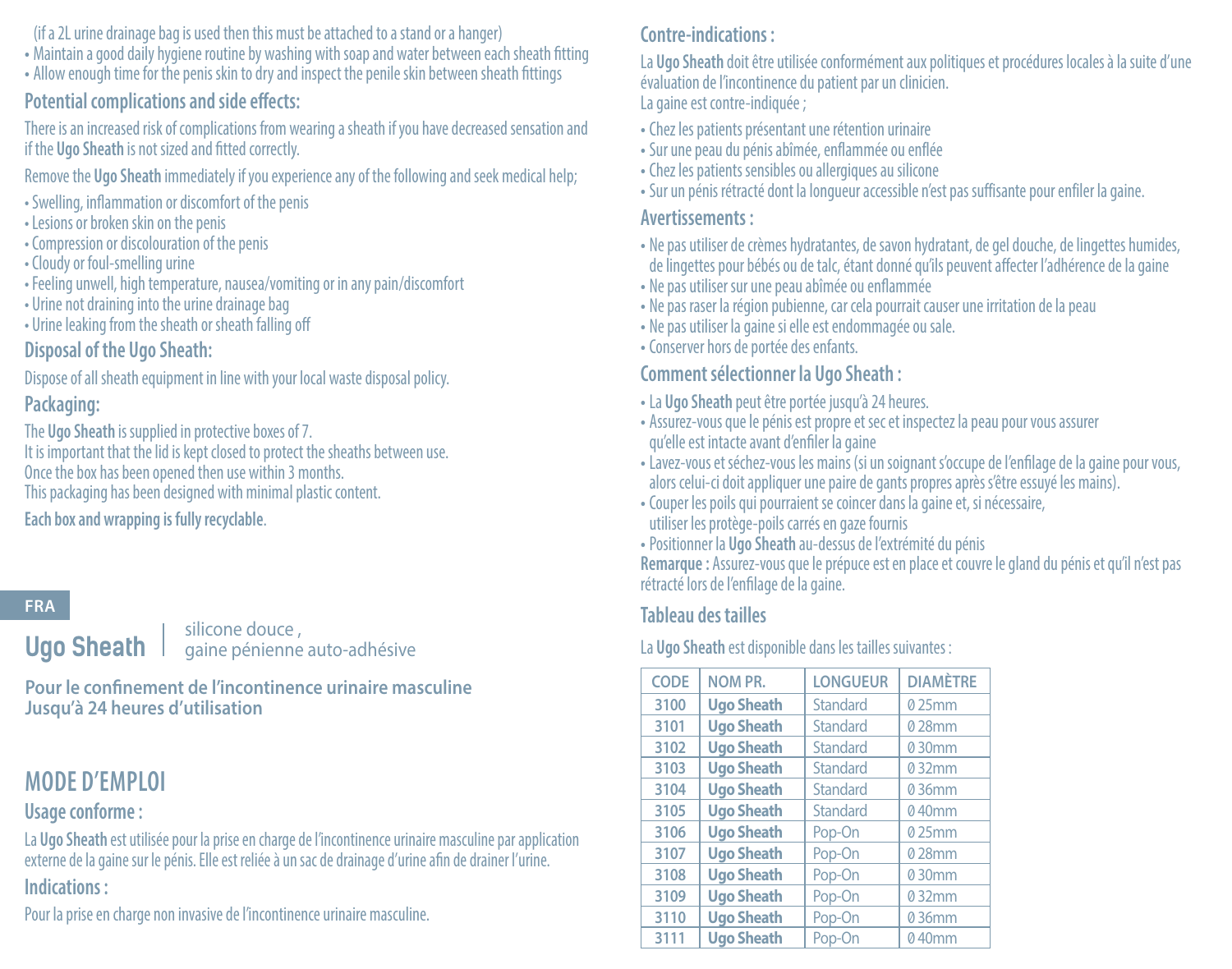(if a 2L urine drainage bag is used then this must be attached to a stand or a hanger)
- Maintain a good daily hygiene routine by washing with soap and water between each sheath fitting
- Allow enough time for the penis skin to dry and inspect the penile skin between sheath fittings

### Potential complications and side effects:

There is an increased risk of complications from wearing a sheath if you have decreased sensation and if the **Ugo Sheath** is not sized and fitted correctly.

Remove the **Ugo Sheath** immediately if you experience any of the following and seek medical help;

- Swelling, inflammation or discomfort of the penis
- Lesions or broken skin on the penis
- Compression or discolouration of the penis
- Cloudy or foul-smelling urine
- Feeling unwell, high temperature, nausea/vomiting or in any pain/discomfort
- Urine not draining into the urine drainage bag
- Urine leaking from the sheath or sheath falling off

### Disposal of the Ugo Sheath:

Dispose of all sheath equipment in line with your local waste disposal policy.

### Packaging:

The **Ugo Sheath** is supplied in protective boxes of 7.
It is important that the lid is kept closed to protect the sheaths between use.
Once the box has been opened then use within 3 months.
This packaging has been designed with minimal plastic content.

**Each box and wrapping is fully recyclable**.

FRA

# Ugo Sheath | silicone douce , gaine pénienne auto-adhésive

**Pour le confinement de l'incontinence urinaire masculine**
**Jusqu'à 24 heures d'utilisation**

## MODE D'EMPLOI

### Usage conforme :

La **Ugo Sheath** est utilisée pour la prise en charge de l'incontinence urinaire masculine par application externe de la gaine sur le pénis. Elle est reliée à un sac de drainage d'urine afin de drainer l'urine.

### Indications :

Pour la prise en charge non invasive de l'incontinence urinaire masculine.

### Contre-indications :

La **Ugo Sheath** doit être utilisée conformément aux politiques et procédures locales à la suite d'une évaluation de l'incontinence du patient par un clinicien.
La gaine est contre-indiquée ;

- Chez les patients présentant une rétention urinaire
- Sur une peau du pénis abîmée, enflammée ou enflée
- Chez les patients sensibles ou allergiques au silicone
- Sur un pénis rétracté dont la longueur accessible n'est pas suffisante pour enfiler la gaine.

### Avertissements :

- Ne pas utiliser de crèmes hydratantes, de savon hydratant, de gel douche, de lingettes humides, de lingettes pour bébés ou de talc, étant donné qu'ils peuvent affecter l'adhérence de la gaine
- Ne pas utiliser sur une peau abîmée ou enflammée
- Ne pas raser la région pubienne, car cela pourrait causer une irritation de la peau
- Ne pas utiliser la gaine si elle est endommagée ou sale.
- Conserver hors de portée des enfants.

### Comment sélectionner la Ugo Sheath :

- La **Ugo Sheath** peut être portée jusqu'à 24 heures.
- Assurez-vous que le pénis est propre et sec et inspectez la peau pour vous assurer qu'elle est intacte avant d'enfiler la gaine
- Lavez-vous et séchez-vous les mains (si un soignant s'occupe de l'enfilage de la gaine pour vous, alors celui-ci doit appliquer une paire de gants propres après s'être essuyé les mains).
- Couper les poils qui pourraient se coincer dans la gaine et, si nécessaire, utiliser les protège-poils carrés en gaze fournis
- Positionner la **Ugo Sheath** au-dessus de l'extrémité du pénis

**Remarque :** Assurez-vous que le prépuce est en place et couvre le gland du pénis et qu'il n'est pas rétracté lors de l'enfilage de la gaine.

### Tableau des tailles

La **Ugo Sheath** est disponible dans les tailles suivantes :

| CODE | NOM PR. | LONGUEUR | DIAMÈTRE |
|---|---|---|---|
| 3100 | **Ugo Sheath** | Standard | Ø 25mm |
| 3101 | **Ugo Sheath** | Standard | Ø 28mm |
| 3102 | **Ugo Sheath** | Standard | Ø 30mm |
| 3103 | **Ugo Sheath** | Standard | Ø 32mm |
| 3104 | **Ugo Sheath** | Standard | Ø 36mm |
| 3105 | **Ugo Sheath** | Standard | Ø 40mm |
| 3106 | **Ugo Sheath** | Pop-On | Ø 25mm |
| 3107 | **Ugo Sheath** | Pop-On | Ø 28mm |
| 3108 | **Ugo Sheath** | Pop-On | Ø 30mm |
| 3109 | **Ugo Sheath** | Pop-On | Ø 32mm |
| 3110 | **Ugo Sheath** | Pop-On | Ø 36mm |
| 3111 | **Ugo Sheath** | Pop-On | Ø 40mm |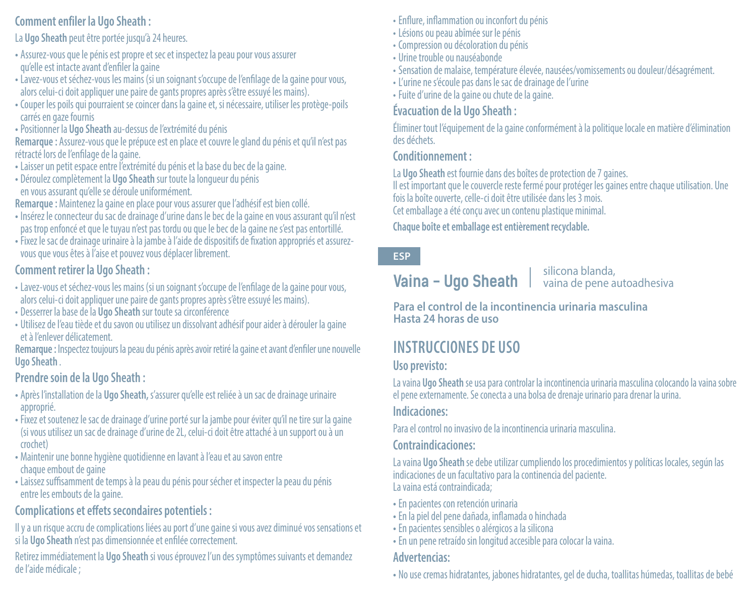### Comment enfiler la Ugo Sheath :

La **Ugo Sheath** peut être portée jusqu'à 24 heures.

- Assurez-vous que le pénis est propre et sec et inspectez la peau pour vous assurer qu'elle est intacte avant d'enfiler la gaine
- Lavez-vous et séchez-vous les mains (si un soignant s'occupe de l'enfilage de la gaine pour vous, alors celui-ci doit appliquer une paire de gants propres après s'être essuyé les mains).
- Couper les poils qui pourraient se coincer dans la gaine et, si nécessaire, utiliser les protège-poils carrés en gaze fournis
- Positionner la **Ugo Sheath** au-dessus de l'extrémité du pénis

**Remarque :** Assurez-vous que le prépuce est en place et couvre le gland du pénis et qu'il n'est pas rétracté lors de l'enfilage de la gaine.

- Laisser un petit espace entre l'extrémité du pénis et la base du bec de la gaine.
- Déroulez complètement la **Ugo Sheath** sur toute la longueur du pénis en vous assurant qu'elle se déroule uniformément.

**Remarque :** Maintenez la gaine en place pour vous assurer que l'adhésif est bien collé.

- Insérez le connecteur du sac de drainage d'urine dans le bec de la gaine en vous assurant qu'il n'est pas trop enfoncé et que le tuyau n'est pas tordu ou que le bec de la gaine ne s'est pas entortillé.
- Fixez le sac de drainage urinaire à la jambe à l'aide de dispositifs de fixation appropriés et assurez-vous que vous êtes à l'aise et pouvez vous déplacer librement.

### Comment retirer la Ugo Sheath :

- Lavez-vous et séchez-vous les mains (si un soignant s'occupe de l'enfilage de la gaine pour vous, alors celui-ci doit appliquer une paire de gants propres après s'être essuyé les mains).
- Desserrer la base de la **Ugo Sheath** sur toute sa circonférence
- Utilisez de l'eau tiède et du savon ou utilisez un dissolvant adhésif pour aider à dérouler la gaine et à l'enlever délicatement.

**Remarque :** Inspectez toujours la peau du pénis après avoir retiré la gaine et avant d'enfiler une nouvelle **Ugo Sheath** .

### Prendre soin de la Ugo Sheath :

- Après l'installation de la **Ugo Sheath,** s'assurer qu'elle est reliée à un sac de drainage urinaire approprié.
- Fixez et soutenez le sac de drainage d'urine porté sur la jambe pour éviter qu'il ne tire sur la gaine (si vous utilisez un sac de drainage d'urine de 2L, celui-ci doit être attaché à un support ou à un crochet)
- Maintenir une bonne hygiène quotidienne en lavant à l'eau et au savon entre chaque embout de gaine
- Laissez suffisamment de temps à la peau du pénis pour sécher et inspecter la peau du pénis entre les embouts de la gaine.

### Complications et effets secondaires potentiels :

Il y a un risque accru de complications liées au port d'une gaine si vous avez diminué vos sensations et si la **Ugo Sheath** n'est pas dimensionnée et enfilée correctement.

Retirez immédiatement la **Ugo Sheath** si vous éprouvez l'un des symptômes suivants et demandez de l'aide médicale ;

- Enflure, inflammation ou inconfort du pénis
- Lésions ou peau abîmée sur le pénis
- Compression ou décoloration du pénis
- Urine trouble ou nauséabonde
- Sensation de malaise, température élevée, nausées/vomissements ou douleur/désagrément.
- L'urine ne s'écoule pas dans le sac de drainage de l'urine
- Fuite d'urine de la gaine ou chute de la gaine.

### Évacuation de la Ugo Sheath :

Éliminer tout l'équipement de la gaine conformément à la politique locale en matière d'élimination des déchets.

### Conditionnement :

La **Ugo Sheath** est fournie dans des boîtes de protection de 7 gaines.
Il est important que le couvercle reste fermé pour protéger les gaines entre chaque utilisation. Une fois la boîte ouverte, celle-ci doit être utilisée dans les 3 mois.
Cet emballage a été conçu avec un contenu plastique minimal.

**Chaque boîte et emballage est entièrement recyclable.**

**ESP**

# Vaina – Ugo Sheath | silicona blanda, vaina de pene autoadhesiva

**Para el control de la incontinencia urinaria masculina**
**Hasta 24 horas de uso**

## INSTRUCCIONES DE USO

### Uso previsto:

La vaina **Ugo Sheath** se usa para controlar la incontinencia urinaria masculina colocando la vaina sobre el pene externamente. Se conecta a una bolsa de drenaje urinario para drenar la urina.

### Indicaciones:

Para el control no invasivo de la incontinencia urinaria masculina.

### Contraindicaciones:

La vaina **Ugo Sheath** se debe utilizar cumpliendo los procedimientos y políticas locales, según las indicaciones de un facultativo para la continencia del paciente.
La vaina está contraindicada;

- En pacientes con retención urinaria
- En la piel del pene dañada, inflamada o hinchada
- En pacientes sensibles o alérgicos a la silicona
- En un pene retraído sin longitud accesible para colocar la vaina.

### Advertencias:

- No use cremas hidratantes, jabones hidratantes, gel de ducha, toallitas húmedas, toallitas de bebé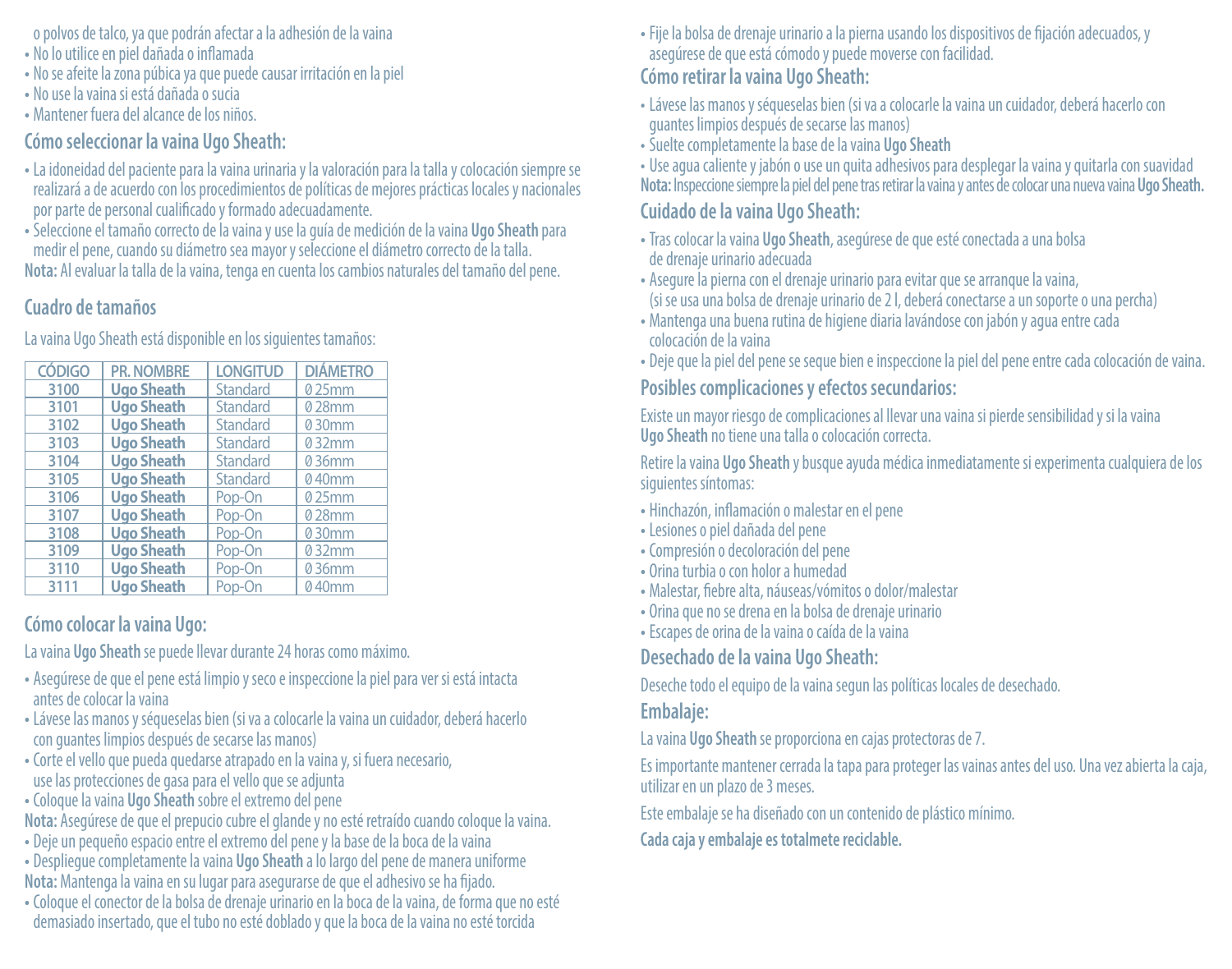o polvos de talco, ya que podrán afectar a la adhesión de la vaina

- No lo utilice en piel dañada o inflamada
- No se afeite la zona púbica ya que puede causar irritación en la piel
- No use la vaina si está dañada o sucia
- Mantener fuera del alcance de los niños.

## Cómo seleccionar la vaina Ugo Sheath:

- La idoneidad del paciente para la vaina urinaria y la valoración para la talla y colocación siempre se realizará a de acuerdo con los procedimientos de políticas de mejores prácticas locales y nacionales por parte de personal cualificado y formado adecuadamente.
- Seleccione el tamaño correcto de la vaina y use la guía de medición de la vaina **Ugo Sheath** para medir el pene, cuando su diámetro sea mayor y seleccione el diámetro correcto de la talla.

**Nota:** Al evaluar la talla de la vaina, tenga en cuenta los cambios naturales del tamaño del pene.

## Cuadro de tamaños

La vaina Ugo Sheath está disponible en los siguientes tamaños:

| CÓDIGO | PR. NOMBRE | LONGITUD | DIÁMETRO |
|---|---|---|---|
| 3100 | **Ugo Sheath** | Standard | Ø 25mm |
| 3101 | **Ugo Sheath** | Standard | Ø 28mm |
| 3102 | **Ugo Sheath** | Standard | Ø 30mm |
| 3103 | **Ugo Sheath** | Standard | Ø 32mm |
| 3104 | **Ugo Sheath** | Standard | Ø 36mm |
| 3105 | **Ugo Sheath** | Standard | Ø 40mm |
| 3106 | **Ugo Sheath** | Pop-On | Ø 25mm |
| 3107 | **Ugo Sheath** | Pop-On | Ø 28mm |
| 3108 | **Ugo Sheath** | Pop-On | Ø 30mm |
| 3109 | **Ugo Sheath** | Pop-On | Ø 32mm |
| 3110 | **Ugo Sheath** | Pop-On | Ø 36mm |
| 3111 | **Ugo Sheath** | Pop-On | Ø 40mm |

## Cómo colocar la vaina Ugo:

La vaina **Ugo Sheath** se puede llevar durante 24 horas como máximo.

- Asegúrese de que el pene está limpio y seco e inspeccione la piel para ver si está intacta antes de colocar la vaina
- Lávese las manos y séqueselas bien (si va a colocarle la vaina un cuidador, deberá hacerlo con guantes limpios después de secarse las manos)
- Corte el vello que pueda quedarse atrapado en la vaina y, si fuera necesario, use las protecciones de gasa para el vello que se adjunta
- Coloque la vaina **Ugo Sheath** sobre el extremo del pene

**Nota:** Asegúrese de que el prepucio cubre el glande y no esté retraído cuando coloque la vaina.

- Deje un pequeño espacio entre el extremo del pene y la base de la boca de la vaina
- Despliegue completamente la vaina **Ugo Sheath** a lo largo del pene de manera uniforme

**Nota:** Mantenga la vaina en su lugar para asegurarse de que el adhesivo se ha fijado.

- Coloque el conector de la bolsa de drenaje urinario en la boca de la vaina, de forma que no esté demasiado insertado, que el tubo no esté doblado y que la boca de la vaina no esté torcida
- Fije la bolsa de drenaje urinario a la pierna usando los dispositivos de fijación adecuados, y asegúrese de que está cómodo y puede moverse con facilidad.

## Cómo retirar la vaina Ugo Sheath:

- Lávese las manos y séqueselas bien (si va a colocarle la vaina un cuidador, deberá hacerlo con guantes limpios después de secarse las manos)
- Suelte completamente la base de la vaina **Ugo Sheath**
- Use agua caliente y jabón o use un quita adhesivos para desplegar la vaina y quitarla con suavidad

**Nota:** Inspeccione siempre la piel del pene tras retirar la vaina y antes de colocar una nueva vaina **Ugo Sheath.**

## Cuidado de la vaina Ugo Sheath:

- Tras colocar la vaina **Ugo Sheath**, asegúrese de que esté conectada a una bolsa de drenaje urinario adecuada
- Asegure la pierna con el drenaje urinario para evitar que se arranque la vaina, (si se usa una bolsa de drenaje urinario de 2 l, deberá conectarse a un soporte o una percha)
- Mantenga una buena rutina de higiene diaria lavándose con jabón y agua entre cada colocación de la vaina
- Deje que la piel del pene se seque bien e inspeccione la piel del pene entre cada colocación de vaina.

## Posibles complicaciones y efectos secundarios:

Existe un mayor riesgo de complicaciones al llevar una vaina si pierde sensibilidad y si la vaina **Ugo Sheath** no tiene una talla o colocación correcta.

Retire la vaina **Ugo Sheath** y busque ayuda médica inmediatamente si experimenta cualquiera de los siguientes síntomas:

- Hinchazón, inflamación o malestar en el pene
- Lesiones o piel dañada del pene
- Compresión o decoloración del pene
- Orina turbia o con holor a humedad
- Malestar, fiebre alta, náuseas/vómitos o dolor/malestar
- Orina que no se drena en la bolsa de drenaje urinario
- Escapes de orina de la vaina o caída de la vaina

## Desechado de la vaina Ugo Sheath:

Deseche todo el equipo de la vaina segun las políticas locales de desechado.

## Embalaje:

La vaina **Ugo Sheath** se proporciona en cajas protectoras de 7.

Es importante mantener cerrada la tapa para proteger las vainas antes del uso. Una vez abierta la caja, utilizar en un plazo de 3 meses.

Este embalaje se ha diseñado con un contenido de plástico mínimo.

**Cada caja y embalaje es totalmete reciclable.**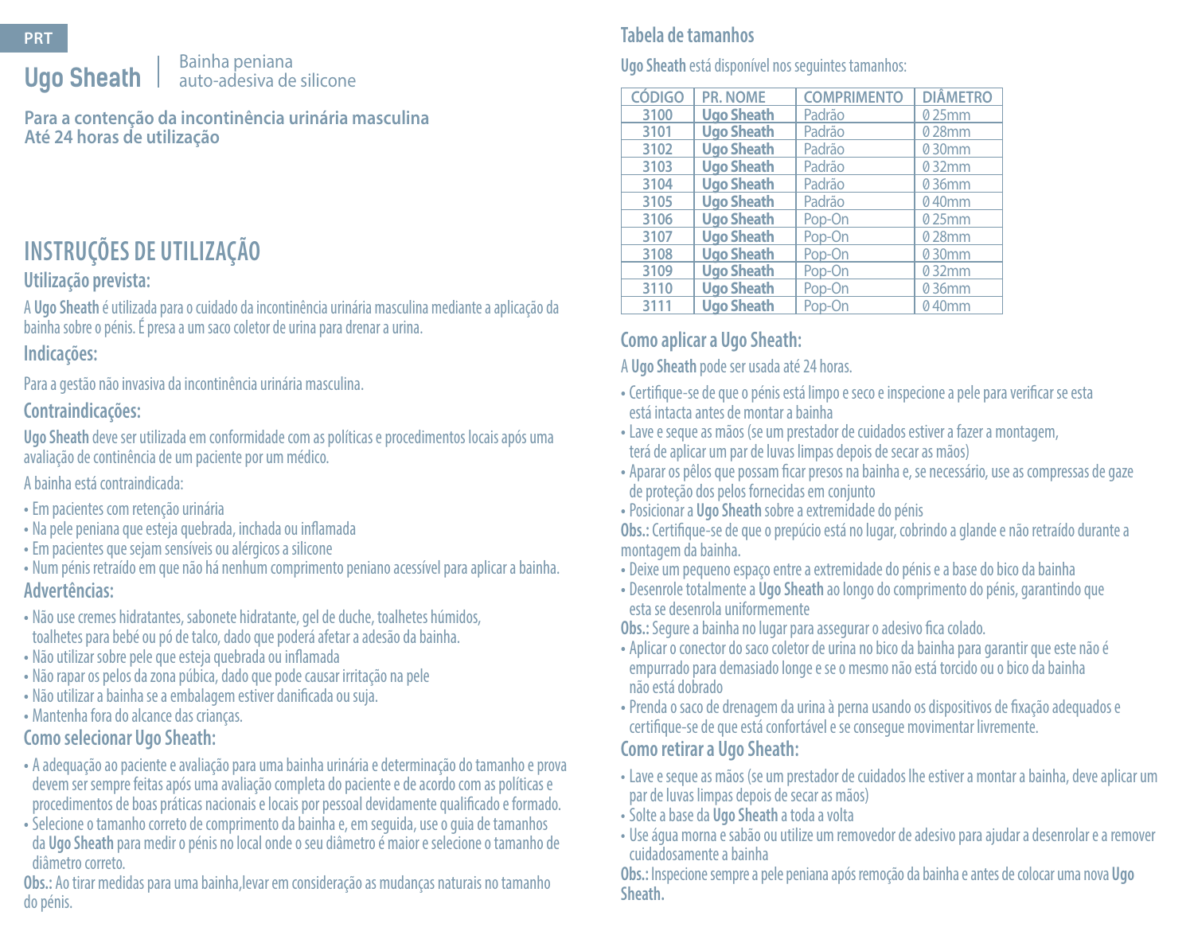PRT

# Ugo Sheath | Bainha peniana auto-adesiva de silicone

**Para a contenção da incontinência urinária masculina**
**Até 24 horas de utilização**

## INSTRUÇÕES DE UTILIZAÇÃO

### Utilização prevista:

A **Ugo Sheath** é utilizada para o cuidado da incontinência urinária masculina mediante a aplicação da bainha sobre o pénis. É presa a um saco coletor de urina para drenar a urina.

### Indicações:

Para a gestão não invasiva da incontinência urinária masculina.

### Contraindicações:

**Ugo Sheath** deve ser utilizada em conformidade com as políticas e procedimentos locais após uma avaliação de continência de um paciente por um médico.

A bainha está contraindicada:

- Em pacientes com retenção urinária
- Na pele peniana que esteja quebrada, inchada ou inflamada
- Em pacientes que sejam sensíveis ou alérgicos a silicone
- Num pénis retraído em que não há nenhum comprimento peniano acessível para aplicar a bainha.

### Advertências:

- Não use cremes hidratantes, sabonete hidratante, gel de duche, toalhetes húmidos, toalhetes para bebé ou pó de talco, dado que poderá afetar a adesão da bainha.
- Não utilizar sobre pele que esteja quebrada ou inflamada
- Não rapar os pelos da zona púbica, dado que pode causar irritação na pele
- Não utilizar a bainha se a embalagem estiver danificada ou suja.
- Mantenha fora do alcance das crianças.

### Como selecionar Ugo Sheath:

- A adequação ao paciente e avaliação para uma bainha urinária e determinação do tamanho e prova devem ser sempre feitas após uma avaliação completa do paciente e de acordo com as políticas e procedimentos de boas práticas nacionais e locais por pessoal devidamente qualificado e formado.
- Selecione o tamanho correto de comprimento da bainha e, em seguida, use o guia de tamanhos da **Ugo Sheath** para medir o pénis no local onde o seu diâmetro é maior e selecione o tamanho de diâmetro correto.

**Obs.:** Ao tirar medidas para uma bainha,levar em consideração as mudanças naturais no tamanho do pénis.

### Tabela de tamanhos

**Ugo Sheath** está disponível nos seguintes tamanhos:

| CÓDIGO | PR. NOME | COMPRIMENTO | DIÂMETRO |
|---|---|---|---|
| 3100 | **Ugo Sheath** | Padrão | Ø 25mm |
| 3101 | **Ugo Sheath** | Padrão | Ø 28mm |
| 3102 | **Ugo Sheath** | Padrão | Ø 30mm |
| 3103 | **Ugo Sheath** | Padrão | Ø 32mm |
| 3104 | **Ugo Sheath** | Padrão | Ø 36mm |
| 3105 | **Ugo Sheath** | Padrão | Ø 40mm |
| 3106 | **Ugo Sheath** | Pop-On | Ø 25mm |
| 3107 | **Ugo Sheath** | Pop-On | Ø 28mm |
| 3108 | **Ugo Sheath** | Pop-On | Ø 30mm |
| 3109 | **Ugo Sheath** | Pop-On | Ø 32mm |
| 3110 | **Ugo Sheath** | Pop-On | Ø 36mm |
| 3111 | **Ugo Sheath** | Pop-On | Ø 40mm |

### Como aplicar a Ugo Sheath:

A **Ugo Sheath** pode ser usada até 24 horas.

- Certifique-se de que o pénis está limpo e seco e inspecione a pele para verificar se esta está intacta antes de montar a bainha
- Lave e seque as mãos (se um prestador de cuidados estiver a fazer a montagem, terá de aplicar um par de luvas limpas depois de secar as mãos)
- Aparar os pêlos que possam ficar presos na bainha e, se necessário, use as compressas de gaze de proteção dos pelos fornecidas em conjunto
- Posicionar a **Ugo Sheath** sobre a extremidade do pénis

**Obs.:** Certifique-se de que o prepúcio está no lugar, cobrindo a glande e não retraído durante a montagem da bainha.

- Deixe um pequeno espaço entre a extremidade do pénis e a base do bico da bainha
- Desenrole totalmente a **Ugo Sheath** ao longo do comprimento do pénis, garantindo que esta se desenrola uniformemente

**Obs.:** Segure a bainha no lugar para assegurar o adesivo fica colado.

- Aplicar o conector do saco coletor de urina no bico da bainha para garantir que este não é empurrado para demasiado longe e se o mesmo não está torcido ou o bico da bainha não está dobrado
- Prenda o saco de drenagem da urina à perna usando os dispositivos de fixação adequados e certifique-se de que está confortável e se consegue movimentar livremente.

### Como retirar a Ugo Sheath:

- Lave e seque as mãos (se um prestador de cuidados lhe estiver a montar a bainha, deve aplicar um par de luvas limpas depois de secar as mãos)
- Solte a base da **Ugo Sheath** a toda a volta
- Use água morna e sabão ou utilize um removedor de adesivo para ajudar a desenrolar e a remover cuidadosamente a bainha

**Obs.:** Inspecione sempre a pele peniana após remoção da bainha e antes de colocar uma nova **Ugo Sheath.**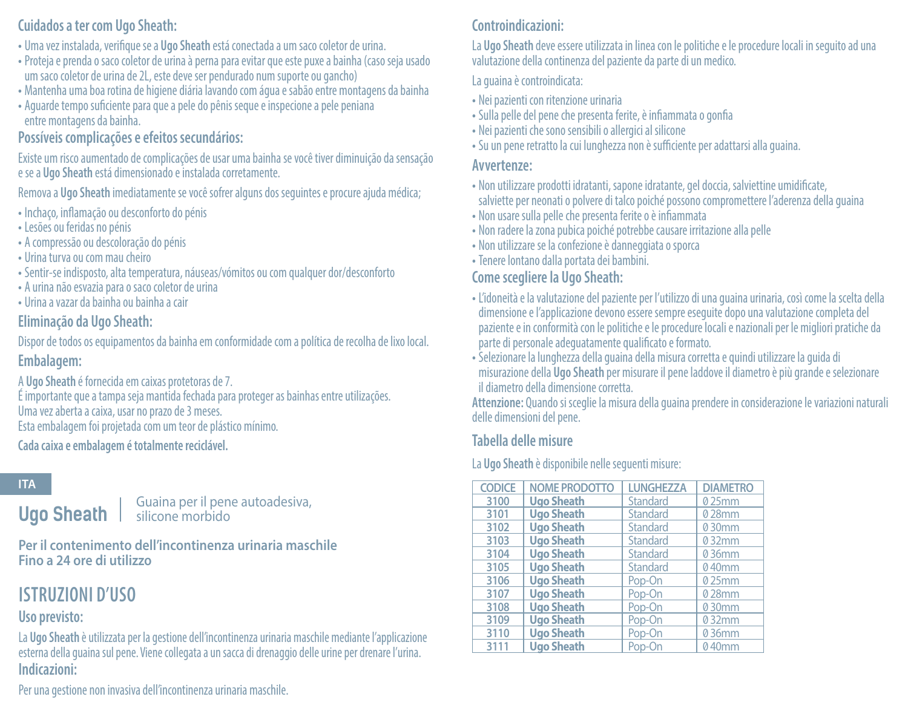## Cuidados a ter com Ugo Sheath:

- Uma vez instalada, verifique se a **Ugo Sheath** está conectada a um saco coletor de urina.
- Proteja e prenda o saco coletor de urina à perna para evitar que este puxe a bainha (caso seja usado um saco coletor de urina de 2L, este deve ser pendurado num suporte ou gancho)
- Mantenha uma boa rotina de higiene diária lavando com água e sabão entre montagens da bainha
- Aguarde tempo suficiente para que a pele do pênis seque e inspecione a pele peniana entre montagens da bainha.

## Possíveis complicações e efeitos secundários:

Existe um risco aumentado de complicações de usar uma bainha se você tiver diminuição da sensação e se a **Ugo Sheath** está dimensionado e instalada corretamente.

Remova a **Ugo Sheath** imediatamente se você sofrer alguns dos seguintes e procure ajuda médica;

- Inchaço, inflamação ou desconforto do pénis
- Lesões ou feridas no pénis
- A compressão ou descoloração do pénis
- Urina turva ou com mau cheiro
- Sentir-se indisposto, alta temperatura, náuseas/vómitos ou com qualquer dor/desconforto
- A urina não esvazia para o saco coletor de urina
- Urina a vazar da bainha ou bainha a cair

## Eliminação da Ugo Sheath:

Dispor de todos os equipamentos da bainha em conformidade com a política de recolha de lixo local.

## Embalagem:

A **Ugo Sheath** é fornecida em caixas protetoras de 7.
É importante que a tampa seja mantida fechada para proteger as bainhas entre utilizações.
Uma vez aberta a caixa, usar no prazo de 3 meses.
Esta embalagem foi projetada com um teor de plástico mínimo.

**Cada caixa e embalagem é totalmente reciclável.**

ITA

# Ugo Sheath | Guaina per il pene autoadesiva, silicone morbido

**Per il contenimento dell'incontinenza urinaria maschile**
**Fino a 24 ore di utilizzo**

# ISTRUZIONI D'USO

## Uso previsto:

La **Ugo Sheath** è utilizzata per la gestione dell'incontinenza urinaria maschile mediante l'applicazione esterna della guaina sul pene. Viene collegata a un sacca di drenaggio delle urine per drenare l'urina.

## Indicazioni:

Per una gestione non invasiva dell'incontinenza urinaria maschile.

## Controindicazioni:

La **Ugo Sheath** deve essere utilizzata in linea con le politiche e le procedure locali in seguito ad una valutazione della continenza del paziente da parte di un medico.

La guaina è controindicata:

- Nei pazienti con ritenzione urinaria
- Sulla pelle del pene che presenta ferite, è infiammata o gonfia
- Nei pazienti che sono sensibili o allergici al silicone
- Su un pene retratto la cui lunghezza non è sufficiente per adattarsi alla guaina.

## Avvertenze:

- Non utilizzare prodotti idratanti, sapone idratante, gel doccia, salviettine umidificate, salviette per neonati o polvere di talco poiché possono compromettere l'aderenza della guaina
- Non usare sulla pelle che presenta ferite o è infiammata
- Non radere la zona pubica poiché potrebbe causare irritazione alla pelle
- Non utilizzare se la confezione è danneggiata o sporca
- Tenere lontano dalla portata dei bambini.

## Come scegliere la Ugo Sheath:

- L'idoneità e la valutazione del paziente per l'utilizzo di una guaina urinaria, così come la scelta della dimensione e l'applicazione devono essere sempre eseguite dopo una valutazione completa del paziente e in conformità con le politiche e le procedure locali e nazionali per le migliori pratiche da parte di personale adeguatamente qualificato e formato.
- Selezionare la lunghezza della guaina della misura corretta e quindi utilizzare la guida di misurazione della **Ugo Sheath** per misurare il pene laddove il diametro è più grande e selezionare il diametro della dimensione corretta.

**Attenzione:** Quando si sceglie la misura della guaina prendere in considerazione le variazioni naturali delle dimensioni del pene.

## Tabella delle misure

La **Ugo Sheath** è disponibile nelle seguenti misure:

| CODICE | NOME PRODOTTO | LUNGHEZZA | DIAMETRO |
|---|---|---|---|
| 3100 | **Ugo Sheath** | Standard | Ø 25mm |
| 3101 | **Ugo Sheath** | Standard | Ø 28mm |
| 3102 | **Ugo Sheath** | Standard | Ø 30mm |
| 3103 | **Ugo Sheath** | Standard | Ø 32mm |
| 3104 | **Ugo Sheath** | Standard | Ø 36mm |
| 3105 | **Ugo Sheath** | Standard | Ø 40mm |
| 3106 | **Ugo Sheath** | Pop-On | Ø 25mm |
| 3107 | **Ugo Sheath** | Pop-On | Ø 28mm |
| 3108 | **Ugo Sheath** | Pop-On | Ø 30mm |
| 3109 | **Ugo Sheath** | Pop-On | Ø 32mm |
| 3110 | **Ugo Sheath** | Pop-On | Ø 36mm |
| 3111 | **Ugo Sheath** | Pop-On | Ø 40mm |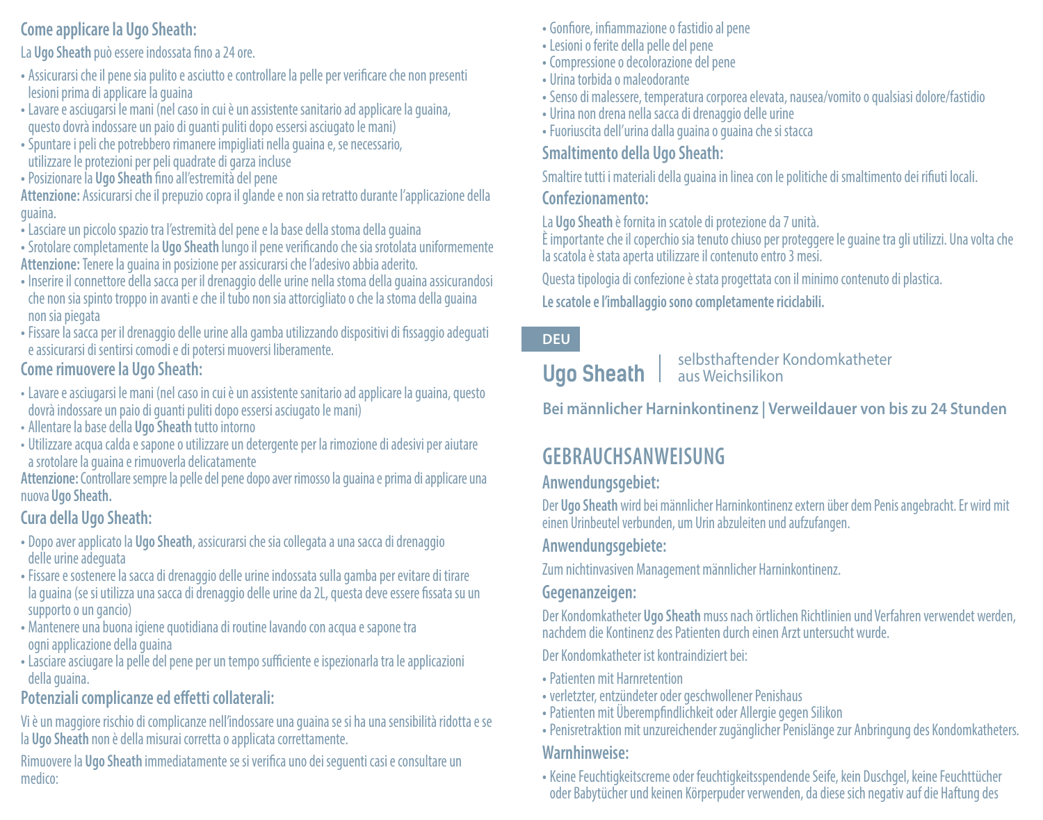### Come applicare la Ugo Sheath:

La **Ugo Sheath** può essere indossata fino a 24 ore.

- Assicurarsi che il pene sia pulito e asciutto e controllare la pelle per verificare che non presenti lesioni prima di applicare la guaina
- Lavare e asciugarsi le mani (nel caso in cui è un assistente sanitario ad applicare la guaina, questo dovrà indossare un paio di guanti puliti dopo essersi asciugato le mani)
- Spuntare i peli che potrebbero rimanere impigliati nella guaina e, se necessario, utilizzare le protezioni per peli quadrate di garza incluse
- Posizionare la **Ugo Sheath** fino all'estremità del pene

**Attenzione:** Assicurarsi che il prepuzio copra il glande e non sia retratto durante l'applicazione della guaina.

- Lasciare un piccolo spazio tra l'estremità del pene e la base della stoma della guaina
- Srotolare completamente la **Ugo Sheath** lungo il pene verificando che sia srotolata uniformemente

**Attenzione:** Tenere la guaina in posizione per assicurarsi che l'adesivo abbia aderito.

- Inserire il connettore della sacca per il drenaggio delle urine nella stoma della guaina assicurandosi che non sia spinto troppo in avanti e che il tubo non sia attorcigliato o che la stoma della guaina non sia piegata
- Fissare la sacca per il drenaggio delle urine alla gamba utilizzando dispositivi di fissaggio adeguati e assicurarsi di sentirsi comodi e di potersi muovere liberamente.

### Come rimuovere la Ugo Sheath:

- Lavare e asciugarsi le mani (nel caso in cui è un assistente sanitario ad applicare la guaina, questo dovrà indossare un paio di guanti puliti dopo essersi asciugato le mani)
- Allentare la base della **Ugo Sheath** tutto intorno
- Utilizzare acqua calda e sapone o utilizzare un detergente per la rimozione di adesivi per aiutare a srotolare la guaina e rimuoverla delicatamente

**Attenzione:** Controllare sempre la pelle del pene dopo aver rimosso la guaina e prima di applicare una nuova **Ugo Sheath.**

### Cura della Ugo Sheath:

- Dopo aver applicato la **Ugo Sheath**, assicurarsi che sia collegata a una sacca di drenaggio delle urine adeguata
- Fissare e sostenere la sacca di drenaggio delle urine indossata sulla gamba per evitare di tirare la guaina (se si utilizza una sacca di drenaggio delle urine da 2L, questa deve essere fissata su un supporto o un gancio)
- Mantenere una buona igiene quotidiana di routine lavando con acqua e sapone tra ogni applicazione della guaina
- Lasciare asciugare la pelle del pene per un tempo sufficiente e ispezionarla tra le applicazioni della guaina.

### Potenziali complicanze ed effetti collaterali:

Vi è un maggiore rischio di complicanze nell'indossare una guaina se si ha una sensibilità ridotta e se la **Ugo Sheath** non è della misurai corretta o applicata correttamente.

Rimuovere la **Ugo Sheath** immediatamente se si verifica uno dei seguenti casi e consultare un medico:

- Gonfiore, infiammazione o fastidio al pene
- Lesioni o ferite della pelle del pene
- Compressione o decolorazione del pene
- Urina torbida o maleodorante
- Senso di malessere, temperatura corporea elevata, nausea/vomito o qualsiasi dolore/fastidio
- Urina non drena nella sacca di drenaggio delle urine
- Fuoriuscita dell'urina dalla guaina o guaina che si stacca

### Smaltimento della Ugo Sheath:

Smaltire tutti i materiali della guaina in linea con le politiche di smaltimento dei rifiuti locali.

### Confezionamento:

La **Ugo Sheath** è fornita in scatole di protezione da 7 unità.
È importante che il coperchio sia tenuto chiuso per proteggere le guaine tra gli utilizzi. Una volta che la scatola è stata aperta utilizzare il contenuto entro 3 mesi.

Questa tipologia di confezione è stata progettata con il minimo contenuto di plastica.

**Le scatole e l'imballaggio sono completamente riciclabili.**

DEU

## Ugo Sheath | selbsthaftender Kondomkatheter aus Weichsilikon

**Bei männlicher Harninkontinenz | Verweildauer von bis zu 24 Stunden**

## GEBRAUCHSANWEISUNG

### Anwendungsgebiet:

Der **Ugo Sheath** wird bei männlicher Harninkontinenz extern über dem Penis angebracht. Er wird mit einen Urinbeutel verbunden, um Urin abzuleiten und aufzufangen.

### Anwendungsgebiete:

Zum nichtinvasiven Management männlicher Harninkontinenz.

### Gegenanzeigen:

Der Kondomkatheter **Ugo Sheath** muss nach örtlichen Richtlinien und Verfahren verwendet werden, nachdem die Kontinenz des Patienten durch einen Arzt untersucht wurde.

Der Kondomkatheter ist kontraindiziert bei:

- Patienten mit Harnretention
- verletzter, entzündeter oder geschwollener Penishaus
- Patienten mit Überempfindlichkeit oder Allergie gegen Silikon
- Penisretraktion mit unzureichender zugänglicher Penislänge zur Anbringung des Kondomkatheters.

### Warnhinweise:

- Keine Feuchtigkeitscreme oder feuchtigkeitsspendende Seife, kein Duschgel, keine Feuchttücher oder Babytücher und keinen Körperpuder verwenden, da diese sich negativ auf die Haftung des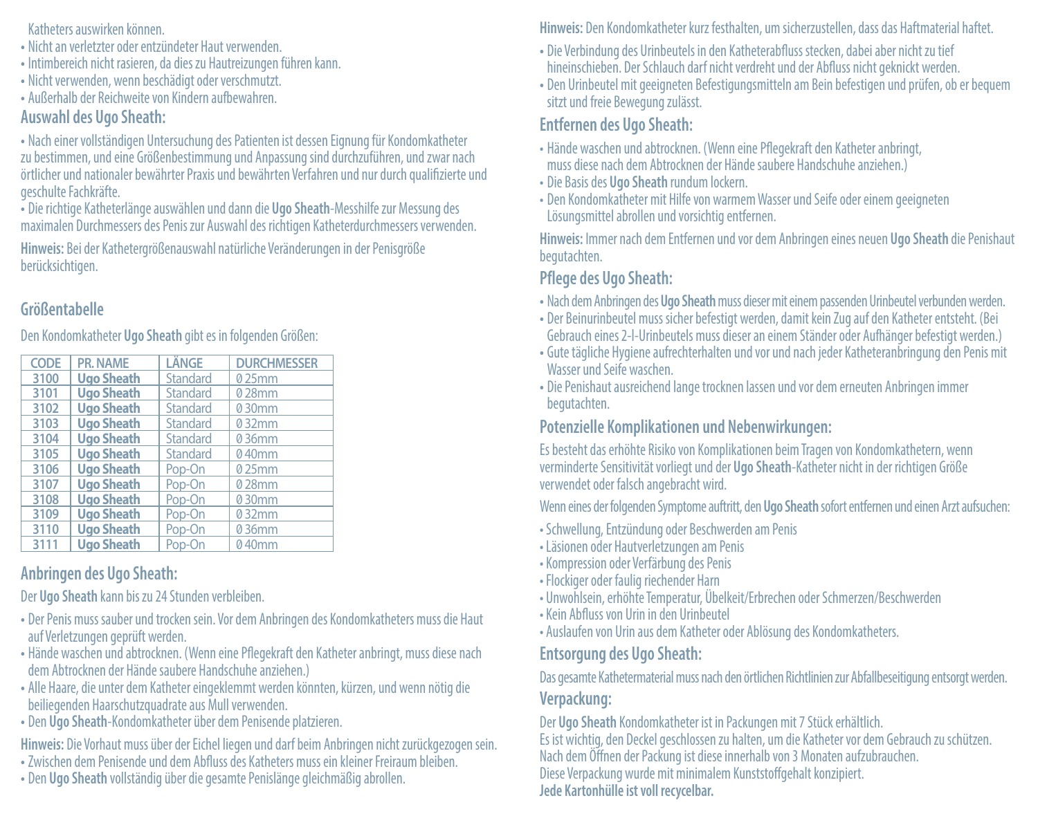Katheters auswirken können.

- Nicht an verletzter oder entzündeter Haut verwenden.
- Intimbereich nicht rasieren, da dies zu Hautreizungen führen kann.
- Nicht verwenden, wenn beschädigt oder verschmutzt.
- Außerhalb der Reichweite von Kindern aufbewahren.

## Auswahl des Ugo Sheath:

- Nach einer vollständigen Untersuchung des Patienten ist dessen Eignung für Kondomkatheter zu bestimmen, und eine Größenbestimmung und Anpassung sind durchzuführen, und zwar nach örtlicher und nationaler bewährter Praxis und bewährten Verfahren und nur durch qualifizierte und geschulte Fachkräfte.
- Die richtige Katheterlänge auswählen und dann die **Ugo Sheath**-Messhilfe zur Messung des maximalen Durchmessers des Penis zur Auswahl des richtigen Katheterdurchmessers verwenden.

**Hinweis:** Bei der Kathetergrößenauswahl natürliche Veränderungen in der Penisgröße berücksichtigen.

## Größentabelle

Den Kondomkatheter **Ugo Sheath** gibt es in folgenden Größen:

| CODE | PR. NAME | LÄNGE | DURCHMESSER |
|---|---|---|---|
| 3100 | Ugo Sheath | Standard | Ø 25mm |
| 3101 | Ugo Sheath | Standard | Ø 28mm |
| 3102 | Ugo Sheath | Standard | Ø 30mm |
| 3103 | Ugo Sheath | Standard | Ø 32mm |
| 3104 | Ugo Sheath | Standard | Ø 36mm |
| 3105 | Ugo Sheath | Standard | Ø 40mm |
| 3106 | Ugo Sheath | Pop-On | Ø 25mm |
| 3107 | Ugo Sheath | Pop-On | Ø 28mm |
| 3108 | Ugo Sheath | Pop-On | Ø 30mm |
| 3109 | Ugo Sheath | Pop-On | Ø 32mm |
| 3110 | Ugo Sheath | Pop-On | Ø 36mm |
| 3111 | Ugo Sheath | Pop-On | Ø 40mm |

## Anbringen des Ugo Sheath:

Der **Ugo Sheath** kann bis zu 24 Stunden verbleiben.

- Der Penis muss sauber und trocken sein. Vor dem Anbringen des Kondomkatheters muss die Haut auf Verletzungen geprüft werden.
- Hände waschen und abtrocknen. (Wenn eine Pflegekraft den Katheter anbringt, muss diese nach dem Abtrocknen der Hände saubere Handschuhe anziehen.)
- Alle Haare, die unter dem Katheter eingeklemmt werden könnten, kürzen, und wenn nötig die beiliegenden Haarschutzquadrate aus Mull verwenden.
- Den **Ugo Sheath**-Kondomkatheter über dem Penisende platzieren.

**Hinweis:** Die Vorhaut muss über der Eichel liegen und darf beim Anbringen nicht zurückgezogen sein.

- Zwischen dem Penisende und dem Abfluss des Katheters muss ein kleiner Freiraum bleiben.
- Den **Ugo Sheath** vollständig über die gesamte Penislänge gleichmäßig abrollen.

**Hinweis:** Den Kondomkatheter kurz festhalten, um sicherzustellen, dass das Haftmaterial haftet.

- Die Verbindung des Urinbeutels in den Katheterabfluss stecken, dabei aber nicht zu tief hineinschieben. Der Schlauch darf nicht verdreht und der Abfluss nicht geknickt werden.
- Den Urinbeutel mit geeigneten Befestigungsmitteln am Bein befestigen und prüfen, ob er bequem sitzt und freie Bewegung zulässt.

## Entfernen des Ugo Sheath:

- Hände waschen und abtrocknen. (Wenn eine Pflegekraft den Katheter anbringt, muss diese nach dem Abtrocknen der Hände saubere Handschuhe anziehen.)
- Die Basis des **Ugo Sheath** rundum lockern.
- Den Kondomkatheter mit Hilfe von warmem Wasser und Seife oder einem geeigneten Lösungsmittel abrollen und vorsichtig entfernen.

**Hinweis:** Immer nach dem Entfernen und vor dem Anbringen eines neuen **Ugo Sheath** die Penishaut begutachten.

## Pflege des Ugo Sheath:

- Nach dem Anbringen des **Ugo Sheath** muss dieser mit einem passenden Urinbeutel verbunden werden.
- Der Beinurinbeutel muss sicher befestigt werden, damit kein Zug auf den Katheter entsteht. (Bei Gebrauch eines 2-l-Urinbeutels muss dieser an einem Ständer oder Aufhänger befestigt werden.)
- Gute tägliche Hygiene aufrechterhalten und vor und nach jeder Katheteranbringung den Penis mit Wasser und Seife waschen.
- Die Penishaut ausreichend lange trocknen lassen und vor dem erneuten Anbringen immer begutachten.

## Potenzielle Komplikationen und Nebenwirkungen:

Es besteht das erhöhte Risiko von Komplikationen beim Tragen von Kondomkathetern, wenn verminderte Sensitivität vorliegt und der **Ugo Sheath**-Katheter nicht in der richtigen Größe verwendet oder falsch angebracht wird.

Wenn eines der folgenden Symptome auftritt, den **Ugo Sheath** sofort entfernen und einen Arzt aufsuchen:

- Schwellung, Entzündung oder Beschwerden am Penis
- Läsionen oder Hautverletzungen am Penis
- Kompression oder Verfärbung des Penis
- Flockiger oder faulig riechender Harn
- Unwohlsein, erhöhte Temperatur, Übelkeit/Erbrechen oder Schmerzen/Beschwerden
- Kein Abfluss von Urin in den Urinbeutel
- Auslaufen von Urin aus dem Katheter oder Ablösung des Kondomkatheters.

## Entsorgung des Ugo Sheath:

Das gesamte Kathetermaterial muss nach den örtlichen Richtlinien zur Abfallbeseitigung entsorgt werden.

## Verpackung:

Der **Ugo Sheath** Kondomkatheter ist in Packungen mit 7 Stück erhältlich.
Es ist wichtig, den Deckel geschlossen zu halten, um die Katheter vor dem Gebrauch zu schützen.
Nach dem Öffnen der Packung ist diese innerhalb von 3 Monaten aufzubrauchen.
Diese Verpackung wurde mit minimalem Kunststoffgehalt konzipiert.
**Jede Kartonhülle ist voll recycelbar.**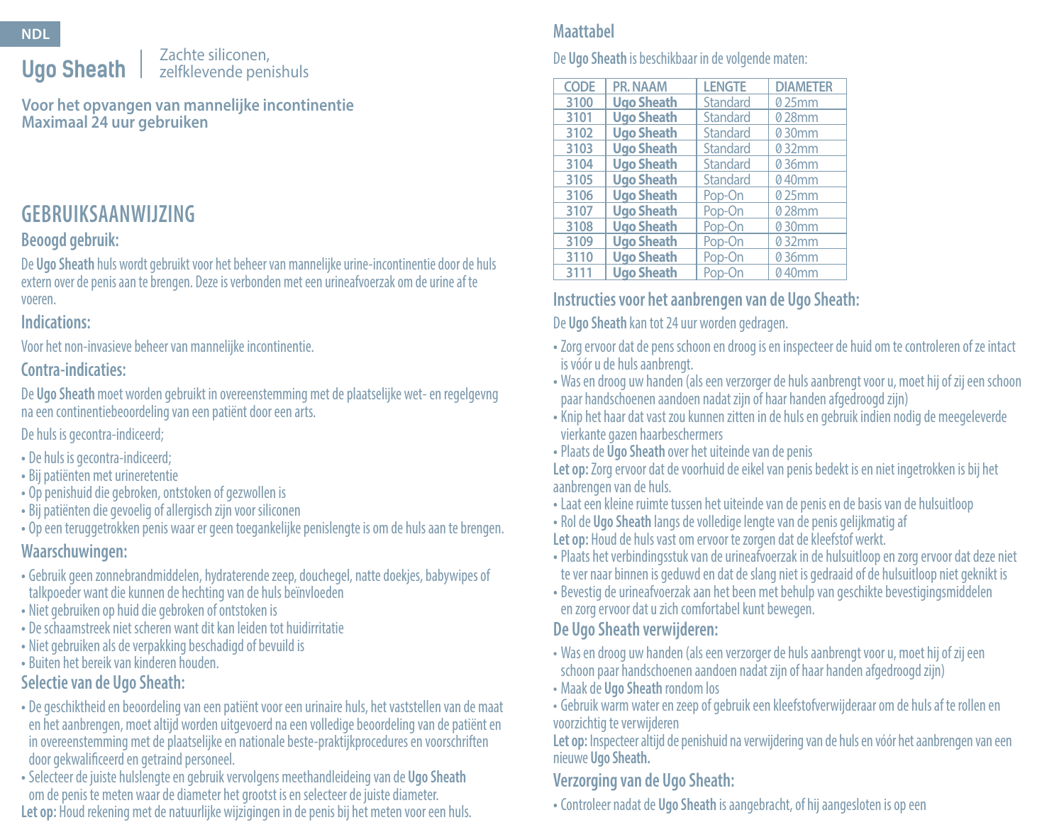NDL

# Ugo Sheath | Zachte siliconen, zelfklevende penishuls

**Voor het opvangen van mannelijke incontinentie**
**Maximaal 24 uur gebruiken**

## GEBRUIKSAANWIJZING

### Beoogd gebruik:

De **Ugo Sheath** huls wordt gebruikt voor het beheer van mannelijke urine-incontinentie door de huls extern over de penis aan te brengen. Deze is verbonden met een urineafvoerzak om de urine af te voeren.

### Indications:

Voor het non-invasieve beheer van mannelijke incontinentie.

### Contra-indicaties:

De **Ugo Sheath** moet worden gebruikt in overeenstemming met de plaatselijke wet- en regelgevng na een continentiebeoordeling van een patiënt door een arts.

De huls is gecontra-indiceerd;

- De huls is gecontra-indiceerd;
- Bij patiënten met urineretentie
- Op penishuid die gebroken, ontstoken of gezwollen is
- Bij patiënten die gevoelig of allergisch zijn voor siliconen
- Op een teruggetrokken penis waar er geen toegankelijke penislengte is om de huls aan te brengen.

### Waarschuwingen:

- Gebruik geen zonnebrandmiddelen, hydraterende zeep, douchegel, natte doekjes, babywipes of talkpoeder want die kunnen de hechting van de huls beïnvloeden
- Niet gebruiken op huid die gebroken of ontstoken is
- De schaamstreek niet scheren want dit kan leiden tot huidirritatie
- Niet gebruiken als de verpakking beschadigd of bevuild is
- Buiten het bereik van kinderen houden.

### Selectie van de Ugo Sheath:

- De geschiktheid en beoordeling van een patiënt voor een urinaire huls, het vaststellen van de maat en het aanbrengen, moet altijd worden uitgevoerd na een volledige beoordeling van de patiënt en in overeenstemming met de plaatselijke en nationale beste-praktijkprocedures en voorschriften door gekwalificeerd en getraind personeel.
- Selecteer de juiste hulslengte en gebruik vervolgens meethandleideing van de **Ugo Sheath** om de penis te meten waar de diameter het grootst is en selecteer de juiste diameter.

**Let op:** Houd rekening met de natuurlijke wijzigingen in de penis bij het meten voor een huls.

### Maattabel

De **Ugo Sheath** is beschikbaar in de volgende maten:

| CODE | PR. NAAM | LENGTE | DIAMETER |
|---|---|---|---|
| 3100 | **Ugo Sheath** | Standard | Ø 25mm |
| 3101 | **Ugo Sheath** | Standard | Ø 28mm |
| 3102 | **Ugo Sheath** | Standard | Ø 30mm |
| 3103 | **Ugo Sheath** | Standard | Ø 32mm |
| 3104 | **Ugo Sheath** | Standard | Ø 36mm |
| 3105 | **Ugo Sheath** | Standard | Ø 40mm |
| 3106 | **Ugo Sheath** | Pop-On | Ø 25mm |
| 3107 | **Ugo Sheath** | Pop-On | Ø 28mm |
| 3108 | **Ugo Sheath** | Pop-On | Ø 30mm |
| 3109 | **Ugo Sheath** | Pop-On | Ø 32mm |
| 3110 | **Ugo Sheath** | Pop-On | Ø 36mm |
| 3111 | **Ugo Sheath** | Pop-On | Ø 40mm |

### Instructies voor het aanbrengen van de Ugo Sheath:

De **Ugo Sheath** kan tot 24 uur worden gedragen.

- Zorg ervoor dat de pens schoon en droog is en inspecteer de huid om te controleren of ze intact is vóór u de huls aanbrengt.
- Was en droog uw handen (als een verzorger de huls aanbrengt voor u, moet hij of zij een schoon paar handschoenen aandoen nadat zijn of haar handen afgedroogd zijn)
- Knip het haar dat vast zou kunnen zitten in de huls en gebruik indien nodig de meegeleverde vierkante gazen haarbeschermers
- Plaats de **Ugo Sheath** over het uiteinde van de penis

**Let op:** Zorg ervoor dat de voorhuid de eikel van penis bedekt is en niet ingetrokken is bij het aanbrengen van de huls.

- Laat een kleine ruimte tussen het uiteinde van de penis en de basis van de hulsuitloop
- Rol de **Ugo Sheath** langs de volledige lengte van de penis gelijkmatig af

**Let op:** Houd de huls vast om ervoor te zorgen dat de kleefstof werkt.

- Plaats het verbindingsstuk van de urineafvoerzak in de hulsuitloop en zorg ervoor dat deze niet te ver naar binnen is geduwd en dat de slang niet is gedraaid of de hulsuitloop niet geknikt is
- Bevestig de urineafvoerzak aan het been met behulp van geschikte bevestigingsmiddelen en zorg ervoor dat u zich comfortabel kunt bewegen.

### De Ugo Sheath verwijderen:

- Was en droog uw handen (als een verzorger de huls aanbrengt voor u, moet hij of zij een schoon paar handschoenen aandoen nadat zijn of haar handen afgedroogd zijn)
- Maak de **Ugo Sheath** rondom los
- Gebruik warm water en zeep of gebruik een kleefstofverwijderaar om de huls af te rollen en voorzichtig te verwijderen

**Let op:** Inspecteer altijd de penishuid na verwijdering van de huls en vóór het aanbrengen van een nieuwe **Ugo Sheath.**

### Verzorging van de Ugo Sheath:

- Controleer nadat de **Ugo Sheath** is aangebracht, of hij aangesloten is op een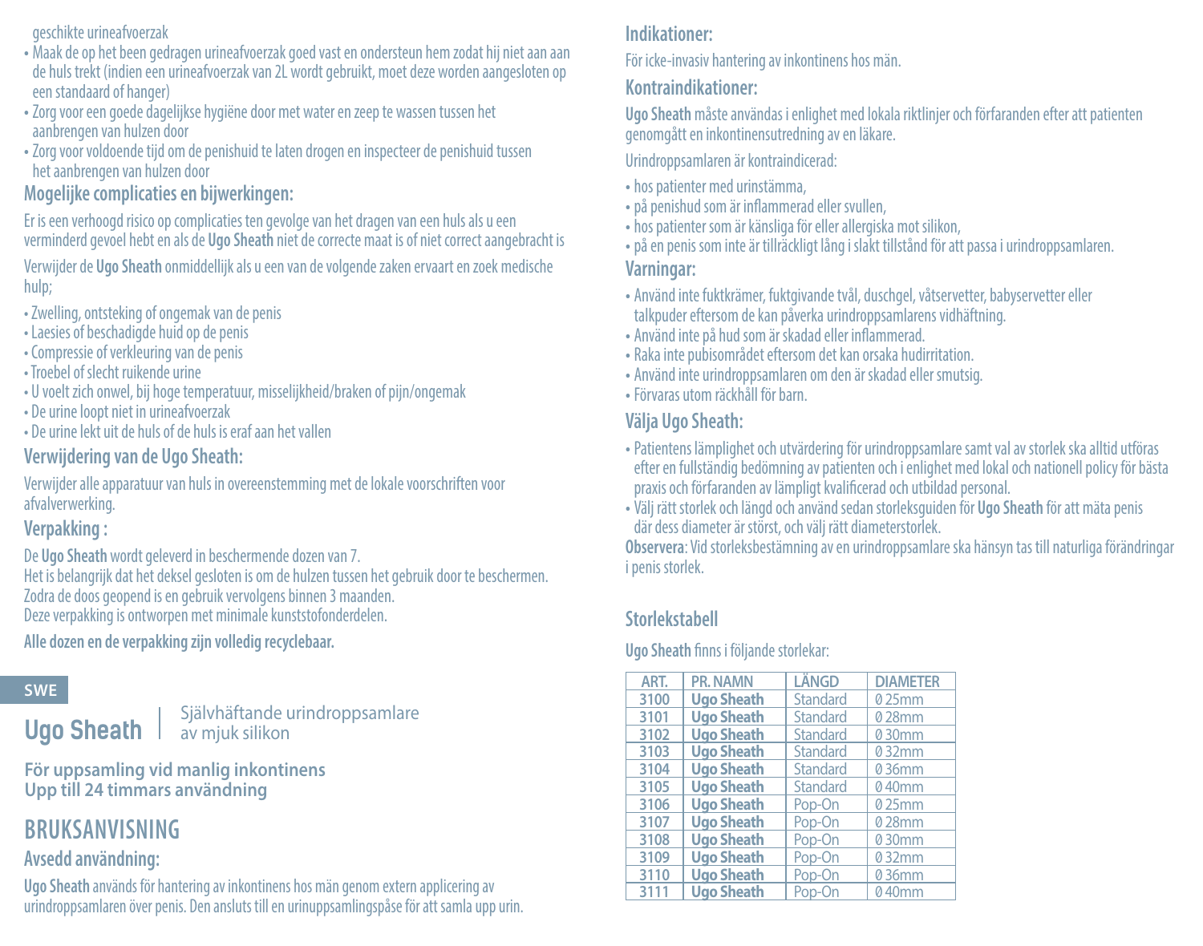geschikte urineafvoerzak

- Maak de op het been gedragen urineafvoerzak goed vast en ondersteun hem zodat hij niet aan aan de huls trekt (indien een urineafvoerzak van 2L wordt gebruikt, moet deze worden aangesloten op een standaard of hanger)
- Zorg voor een goede dagelijkse hygiëne door met water en zeep te wassen tussen het aanbrengen van hulzen door
- Zorg voor voldoende tijd om de penishuid te laten drogen en inspecteer de penishuid tussen het aanbrengen van hulzen door

### Mogelijke complicaties en bijwerkingen:

Er is een verhoogd risico op complicaties ten gevolge van het dragen van een huls als u een verminderd gevoel hebt en als de **Ugo Sheath** niet de correcte maat is of niet correct aangebracht is

Verwijder de **Ugo Sheath** onmiddellijk als u een van de volgende zaken ervaart en zoek medische hulp;

- Zwelling, ontsteking of ongemak van de penis
- Laesies of beschadigde huid op de penis
- Compressie of verkleuring van de penis
- Troebel of slecht ruikende urine
- U voelt zich onwel, bij hoge temperatuur, misselijkheid/braken of pijn/ongemak
- De urine loopt niet in urineafvoerzak
- De urine lekt uit de huls of de huls is eraf aan het vallen

### Verwijdering van de Ugo Sheath:

Verwijder alle apparatuur van huls in overeenstemming met de lokale voorschriften voor afvalverwerking.

### Verpakking :

De **Ugo Sheath** wordt geleverd in beschermende dozen van 7.
Het is belangrijk dat het deksel gesloten is om de hulzen tussen het gebruik door te beschermen.
Zodra de doos geopend is en gebruik vervolgens binnen 3 maanden.
Deze verpakking is ontworpen met minimale kunststofonderdelen.

**Alle dozen en de verpakking zijn volledig recyclebaar.**

**SWE**

# Ugo Sheath | Självhäftande urindroppsamlare av mjuk silikon

**För uppsamling vid manlig inkontinens**
**Upp till 24 timmars användning**

## BRUKSANVISNING

### Avsedd användning:

**Ugo Sheath** används för hantering av inkontinens hos män genom extern applicering av urindroppsamlaren över penis. Den ansluts till en urinuppsamlingspåse för att samla upp urin.

### Indikationer:

För icke-invasiv hantering av inkontinens hos män.

### Kontraindikationer:

**Ugo Sheath** måste användas i enlighet med lokala riktlinjer och förfaranden efter att patienten genomgått en inkontinensutredning av en läkare.

Urindroppsamlaren är kontraindicerad:

- hos patienter med urinstämma,
- på penishud som är inflammerad eller svullen,
- hos patienter som är känsliga för eller allergiska mot silikon,
- på en penis som inte är tillräckligt lång i slakt tillstånd för att passa i urindroppsamlaren.

### Varningar:

- Använd inte fuktkrämer, fuktgivande tvål, duschgel, våtservetter, babyservetter eller talkpuder eftersom de kan påverka urindroppsamlarens vidhäftning.
- Använd inte på hud som är skadad eller inflammerad.
- Raka inte pubisområdet eftersom det kan orsaka hudirritation.
- Använd inte urindroppsamlaren om den är skadad eller smutsig.
- Förvaras utom räckhåll för barn.

### Välja Ugo Sheath:

- Patientens lämplighet och utvärdering för urindroppsamlare samt val av storlek ska alltid utföras efter en fullständig bedömning av patienten och i enlighet med lokal och nationell policy för bästa praxis och förfaranden av lämpligt kvalificerad och utbildad personal.
- Välj rätt storlek och längd och använd sedan storleksguiden för **Ugo Sheath** för att mäta penis där dess diameter är störst, och välj rätt diameterstorlek.

**Observera**: Vid storleksbestämning av en urindroppsamlare ska hänsyn tas till naturliga förändringar i penis storlek.

### Storlekstabell

**Ugo Sheath** finns i följande storlekar:

| ART. | PR. NAMN | LÄNGD | DIAMETER |
|---|---|---|---|
| 3100 | **Ugo Sheath** | Standard | Ø 25mm |
| 3101 | **Ugo Sheath** | Standard | Ø 28mm |
| 3102 | **Ugo Sheath** | Standard | Ø 30mm |
| 3103 | **Ugo Sheath** | Standard | Ø 32mm |
| 3104 | **Ugo Sheath** | Standard | Ø 36mm |
| 3105 | **Ugo Sheath** | Standard | Ø 40mm |
| 3106 | **Ugo Sheath** | Pop-On | Ø 25mm |
| 3107 | **Ugo Sheath** | Pop-On | Ø 28mm |
| 3108 | **Ugo Sheath** | Pop-On | Ø 30mm |
| 3109 | **Ugo Sheath** | Pop-On | Ø 32mm |
| 3110 | **Ugo Sheath** | Pop-On | Ø 36mm |
| 3111 | **Ugo Sheath** | Pop-On | Ø 40mm |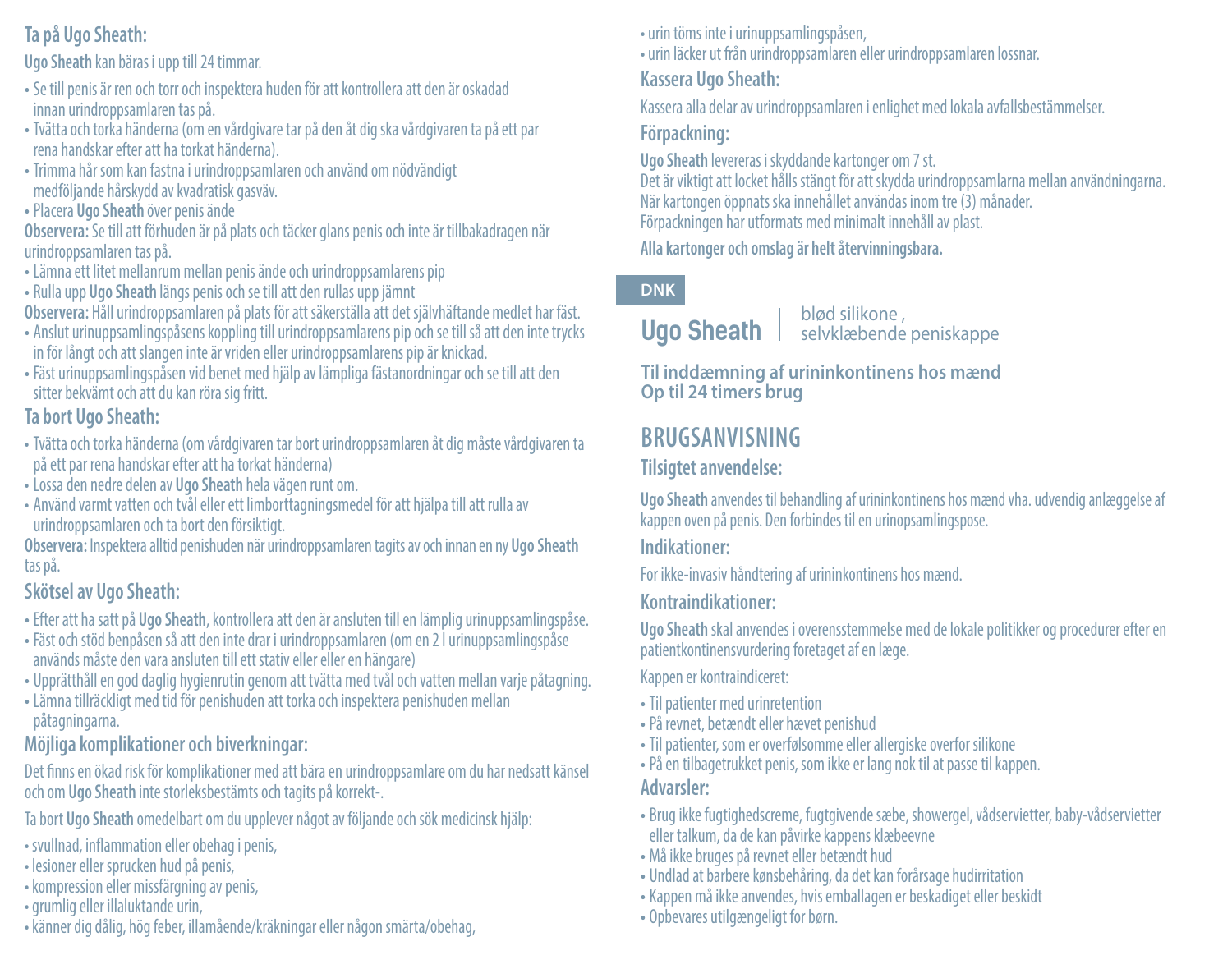### Ta på Ugo Sheath:

**Ugo Sheath** kan bäras i upp till 24 timmar.

- Se till penis är ren och torr och inspektera huden för att kontrollera att den är oskadad innan urindroppsamlaren tas på.
- Tvätta och torka händerna (om en vårdgivare tar på den åt dig ska vårdgivaren ta på ett par rena handskar efter att ha torkat händerna).
- Trimma hår som kan fastna i urindroppsamlaren och använd om nödvändigt medföljande hårskydd av kvadratisk gasväv.
- Placera **Ugo Sheath** över penis ände

**Observera:** Se till att förhuden är på plats och täcker glans penis och inte är tillbakadragen när urindroppsamlaren tas på.

- Lämna ett litet mellanrum mellan penis ände och urindroppsamlarens pip
- Rulla upp **Ugo Sheath** längs penis och se till att den rullas upp jämnt

**Observera:** Håll urindroppsamlaren på plats för att säkerställa att det självhäftande medlet har fäst.

- Anslut urinuppsamlingspåsens koppling till urindroppsamlarens pip och se till så att den inte trycks in för långt och att slangen inte är vriden eller urindroppsamlarens pip är knickad.
- Fäst urinuppsamlingspåsen vid benet med hjälp av lämpliga fästanordningar och se till att den sitter bekvämt och att du kan röra sig fritt.

### Ta bort Ugo Sheath:

- Tvätta och torka händerna (om vårdgivaren tar bort urindroppsamlaren åt dig måste vårdgivaren ta på ett par rena handskar efter att ha torkat händerna)
- Lossa den nedre delen av **Ugo Sheath** hela vägen runt om.
- Använd varmt vatten och tvål eller ett limborttagningsmedel för att hjälpa till att rulla av urindroppsamlaren och ta bort den försiktigt.

**Observera:** Inspektera alltid penishuden när urindroppsamlaren tagits av och innan en ny **Ugo Sheath** tas på.

### Skötsel av Ugo Sheath:

- Efter att ha satt på **Ugo Sheath**, kontrollera att den är ansluten till en lämplig urinuppsamlingspåse.
- Fäst och stöd benpåsen så att den inte drar i urindroppsamlaren (om en 2 l urinuppsamlingspåse används måste den vara ansluten till ett stativ eller eller en hängare)
- Upprätthåll en god daglig hygienrutin genom att tvätta med tvål och vatten mellan varje påtagning.
- Lämna tillräckligt med tid för penishuden att torka och inspektera penishuden mellan påtagningarna.

### Möjliga komplikationer och biverkningar:

Det finns en ökad risk för komplikationer med att bära en urindroppsamlare om du har nedsatt känsel och om **Ugo Sheath** inte storleksbestämts och tagits på korrekt-.

Ta bort **Ugo Sheath** omedelbart om du upplever något av följande och sök medicinsk hjälp:

- svullnad, inflammation eller obehag i penis,
- lesioner eller sprucken hud på penis,
- kompression eller missfärgning av penis,
- grumlig eller illaluktande urin,
- känner dig dålig, hög feber, illamående/kräkningar eller någon smärta/obehag,
- urin töms inte i urinuppsamlingspåsen,
- urin läcker ut från urindroppsamlaren eller urindroppsamlaren lossnar.

### Kassera Ugo Sheath:

Kassera alla delar av urindroppsamlaren i enlighet med lokala avfallsbestämmelser.

### Förpackning:

**Ugo Sheath** levereras i skyddande kartonger om 7 st.
Det är viktigt att locket hålls stängt för att skydda urindroppsamlarna mellan användningarna.
När kartongen öppnats ska innehållet användas inom tre (3) månader.
Förpackningen har utformats med minimalt innehåll av plast.

**Alla kartonger och omslag är helt återvinningsbara.**

**DNK**

## Ugo Sheath | blød silikone , selvklæbende peniskappe

**Til inddæmning af urininkontinens hos mænd**
**Op til 24 timers brug**

## BRUGSANVISNING

### Tilsigtet anvendelse:

**Ugo Sheath** anvendes til behandling af urininkontinens hos mænd vha. udvendig anlæggelse af kappen oven på penis. Den forbindes til en urinopsamlingspose.

### Indikationer:

For ikke-invasiv håndtering af urininkontinens hos mænd.

### Kontraindikationer:

**Ugo Sheath** skal anvendes i overensstemmelse med de lokale politikker og procedurer efter en patientkontinensvurdering foretaget af en læge.

Kappen er kontraindiceret:

- Til patienter med urinretention
- På revnet, betændt eller hævet penishud
- Til patienter, som er overfølsomme eller allergiske overfor silikone
- På en tilbagetrukket penis, som ikke er lang nok til at passe til kappen.

### Advarsler:

- Brug ikke fugtighedscreme, fugtgivende sæbe, showergel, vådservietter, baby-vådservietter eller talkum, da de kan påvirke kappens klæbeevne
- Må ikke bruges på revnet eller betændt hud
- Undlad at barbere kønsbehåring, da det kan forårsage hudirritation
- Kappen må ikke anvendes, hvis emballagen er beskadiget eller beskidt
- Opbevares utilgængeligt for børn.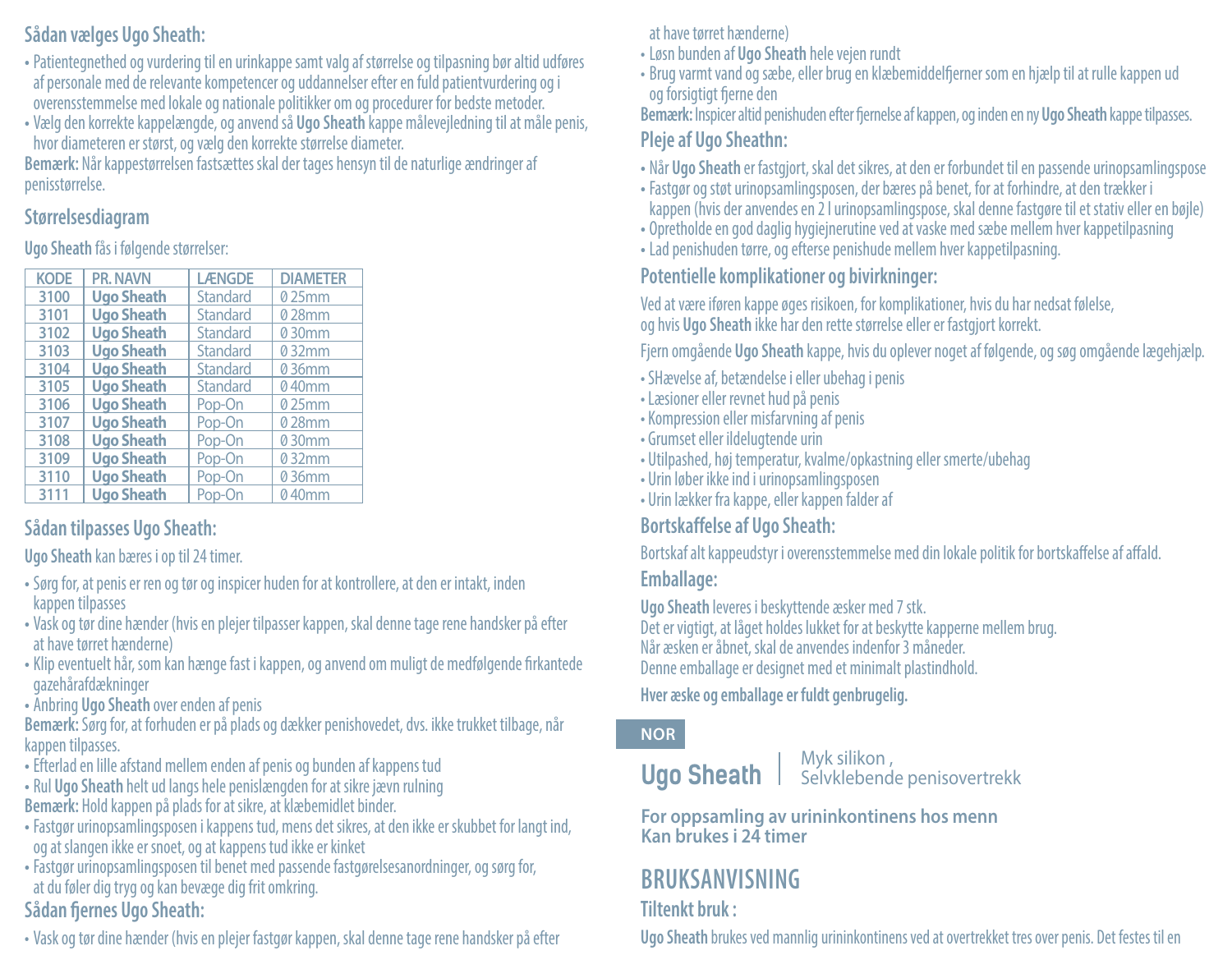## Sådan vælges Ugo Sheath:

- Patientegnethed og vurdering til en urinkappe samt valg af størrelse og tilpasning bør altid udføres af personale med de relevante kompetencer og uddannelser efter en fuld patientvurdering og i overensstemmelse med lokale og nationale politikker om og procedurer for bedste metoder.
- Vælg den korrekte kappelængde, og anvend så **Ugo Sheath** kappe målevejledning til at måle penis, hvor diameteren er størst, og vælg den korrekte størrelse diameter.

**Bemærk:** Når kappestørrelsen fastsættes skal der tages hensyn til de naturlige ændringer af penisstørrelse.

## Størrelsesdiagram

**Ugo Sheath** fås i følgende størrelser:

| KODE | PR. NAVN | LÆNGDE | DIAMETER |
|---|---|---|---|
| 3100 | **Ugo Sheath** | Standard | Ø 25mm |
| 3101 | **Ugo Sheath** | Standard | Ø 28mm |
| 3102 | **Ugo Sheath** | Standard | Ø 30mm |
| 3103 | **Ugo Sheath** | Standard | Ø 32mm |
| 3104 | **Ugo Sheath** | Standard | Ø 36mm |
| 3105 | **Ugo Sheath** | Standard | Ø 40mm |
| 3106 | **Ugo Sheath** | Pop-On | Ø 25mm |
| 3107 | **Ugo Sheath** | Pop-On | Ø 28mm |
| 3108 | **Ugo Sheath** | Pop-On | Ø 30mm |
| 3109 | **Ugo Sheath** | Pop-On | Ø 32mm |
| 3110 | **Ugo Sheath** | Pop-On | Ø 36mm |
| 3111 | **Ugo Sheath** | Pop-On | Ø 40mm |

## Sådan tilpasses Ugo Sheath:

**Ugo Sheath** kan bæres i op til 24 timer.

- Sørg for, at penis er ren og tør og inspicer huden for at kontrollere, at den er intakt, inden kappen tilpasses
- Vask og tør dine hænder (hvis en plejer tilpasser kappen, skal denne tage rene handsker på efter at have tørret hænderne)
- Klip eventuelt hår, som kan hænge fast i kappen, og anvend om muligt de medfølgende firkantede gazehårafdækninger
- Anbring **Ugo Sheath** over enden af penis

**Bemærk:** Sørg for, at forhuden er på plads og dækker penishovedet, dvs. ikke trukket tilbage, når kappen tilpasses.

- Efterlad en lille afstand mellem enden af penis og bunden af kappens tud
- Rul **Ugo Sheath** helt ud langs hele penislængden for at sikre jævn rulning

**Bemærk:** Hold kappen på plads for at sikre, at klæbemidlet binder.

- Fastgør urinopsamlingsposen i kappens tud, mens det sikres, at den ikke er skubbet for langt ind, og at slangen ikke er snoet, og at kappens tud ikke er kinket
- Fastgør urinopsamlingsposen til benet med passende fastgørelsesanordninger, og sørg for, at du føler dig tryg og kan bevæge dig frit omkring.

## Sådan fjernes Ugo Sheath:

- Vask og tør dine hænder (hvis en plejer fastgør kappen, skal denne tage rene handsker på efter at have tørret hænderne)
- Løsn bunden af **Ugo Sheath** hele vejen rundt
- Brug varmt vand og sæbe, eller brug en klæbemiddelfjerner som en hjælp til at rulle kappen ud og forsigtigt fjerne den

**Bemærk:** Inspicer altid penishuden efter fjernelse af kappen, og inden en ny **Ugo Sheath** kappe tilpasses.

## Pleje af Ugo Sheathn:

- Når **Ugo Sheath** er fastgjort, skal det sikres, at den er forbundet til en passende urinopsamlingspose
- Fastgør og støt urinopsamlingsposen, der bæres på benet, for at forhindre, at den trækker i kappen (hvis der anvendes en 2 l urinopsamlingspose, skal denne fastgøre til et stativ eller en bøjle)
- Opretholde en god daglig hygiejnerutine ved at vaske med sæbe mellem hver kappetilpasning
- Lad penishuden tørre, og efterse penishude mellem hver kappetilpasning.

## Potentielle komplikationer og bivirkninger:

Ved at være iføren kappe øges risikoen, for komplikationer, hvis du har nedsat følelse, og hvis **Ugo Sheath** ikke har den rette størrelse eller er fastgjort korrekt.

Fjern omgående **Ugo Sheath** kappe, hvis du oplever noget af følgende, og søg omgående lægehjælp.

- SHævelse af, betændelse i eller ubehag i penis
- Læsioner eller revnet hud på penis
- Kompression eller misfarvning af penis
- Grumset eller ildelugtende urin
- Utilpashed, høj temperatur, kvalme/opkastning eller smerte/ubehag
- Urin løber ikke ind i urinopsamlingsposen
- Urin lækker fra kappe, eller kappen falder af

## Bortskaffelse af Ugo Sheath:

Bortskaf alt kappeudstyr i overensstemmelse med din lokale politik for bortskaffelse af affald.

## Emballage:

**Ugo Sheath** leveres i beskyttende æsker med 7 stk.
Det er vigtigt, at låget holdes lukket for at beskytte kapperne mellem brug.
Når æsken er åbnet, skal de anvendes indenfor 3 måneder.
Denne emballage er designet med et minimalt plastindhold.

**Hver æske og emballage er fuldt genbrugelig.**

**NOR**

# Ugo Sheath | Myk silikon , Selvklebende penisovertrekk

**For oppsamling av urininkontinens hos menn**
**Kan brukes i 24 timer**

# BRUKSANVISNING

## Tiltenkt bruk :

**Ugo Sheath** brukes ved mannlig urininkontinens ved at overtrekket tres over penis. Det festes til en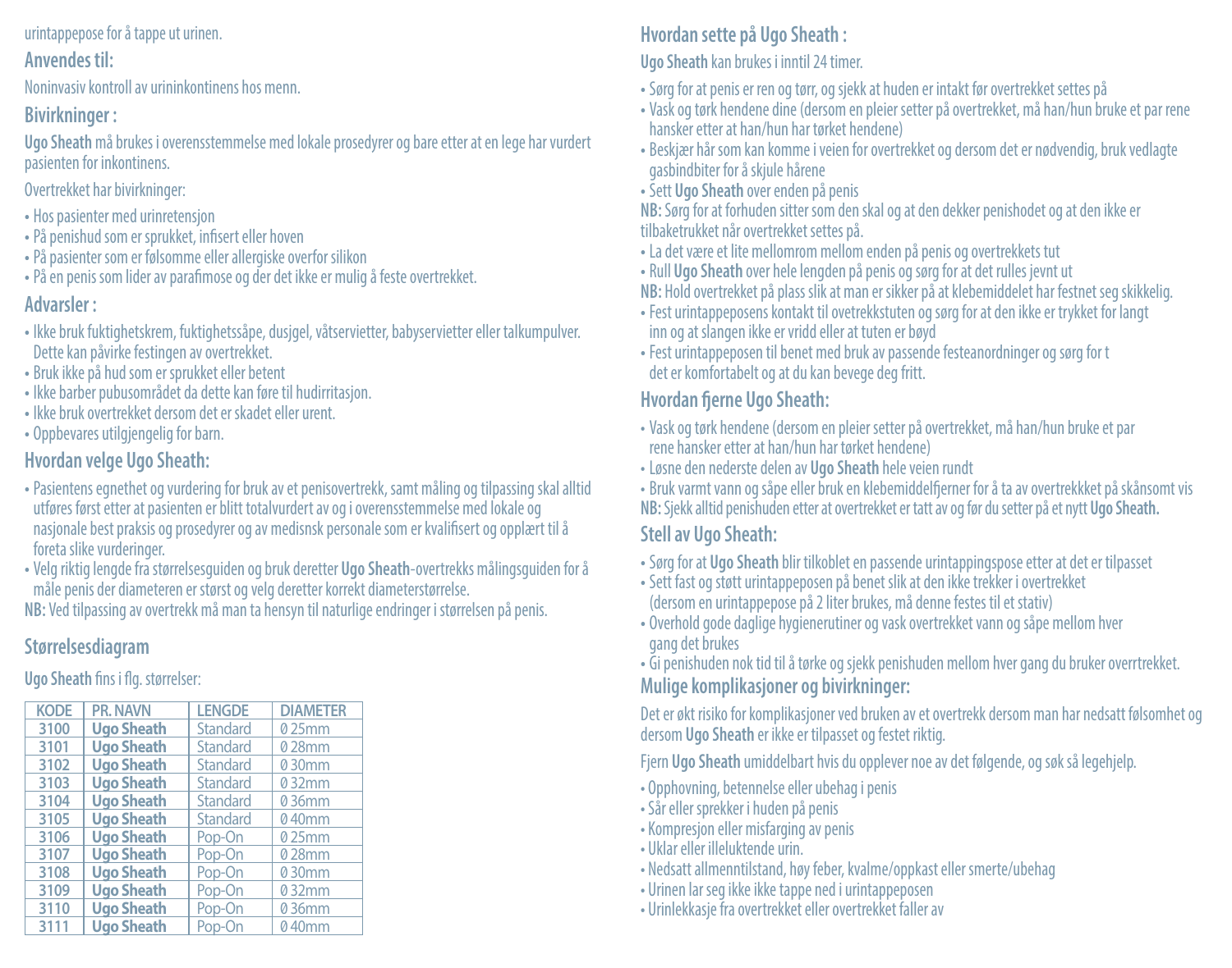urintappepose for å tappe ut urinen.

## Anvendes til:

Noninvasiv kontroll av urininkontinens hos menn.

## Bivirkninger :

**Ugo Sheath** må brukes i overensstemmelse med lokale prosedyrer og bare etter at en lege har vurdert pasienten for inkontinens.

Overtrekket har bivirkninger:

- Hos pasienter med urinretensjon
- På penishud som er sprukket, infisert eller hoven
- På pasienter som er følsomme eller allergiske overfor silikon
- På en penis som lider av parafimose og der det ikke er mulig å feste overtrekket.

## Advarsler :

- Ikke bruk fuktighetskrem, fuktighetssåpe, dusjgel, våtservietter, babyservietter eller talkumpulver. Dette kan påvirke festingen av overtrekket.
- Bruk ikke på hud som er sprukket eller betent
- Ikke barber pubusområdet da dette kan føre til hudirritasjon.
- Ikke bruk overtrekket dersom det er skadet eller urent.
- Oppbevares utilgjengelig for barn.

## Hvordan velge Ugo Sheath:

- Pasientens egnethet og vurdering for bruk av et penisovertrekk, samt måling og tilpassing skal alltid utføres først etter at pasienten er blitt totalvurdert av og i overensstemmelse med lokale og nasjonale best praksis og prosedyrer og av medisnsk personale som er kvalifisert og opplært til å foreta slike vurderinger.
- Velg riktig lengde fra størrelsesguiden og bruk deretter **Ugo Sheath**-overtrekks målingsguiden for å måle penis der diameteren er størst og velg deretter korrekt diameterstørrelse.

**NB:** Ved tilpassing av overtrekk må man ta hensyn til naturlige endringer i størrelsen på penis.

## Størrelsesdiagram

**Ugo Sheath** fins i flg. størrelser:

| KODE | PR. NAVN | LENGDE | DIAMETER |
|---|---|---|---|
| 3100 | **Ugo Sheath** | Standard | Ø 25mm |
| 3101 | **Ugo Sheath** | Standard | Ø 28mm |
| 3102 | **Ugo Sheath** | Standard | Ø 30mm |
| 3103 | **Ugo Sheath** | Standard | Ø 32mm |
| 3104 | **Ugo Sheath** | Standard | Ø 36mm |
| 3105 | **Ugo Sheath** | Standard | Ø 40mm |
| 3106 | **Ugo Sheath** | Pop-On | Ø 25mm |
| 3107 | **Ugo Sheath** | Pop-On | Ø 28mm |
| 3108 | **Ugo Sheath** | Pop-On | Ø 30mm |
| 3109 | **Ugo Sheath** | Pop-On | Ø 32mm |
| 3110 | **Ugo Sheath** | Pop-On | Ø 36mm |
| 3111 | **Ugo Sheath** | Pop-On | Ø 40mm |

## Hvordan sette på Ugo Sheath :

**Ugo Sheath** kan brukes i inntil 24 timer.

- Sørg for at penis er ren og tørr, og sjekk at huden er intakt før overtrekket settes på
- Vask og tørk hendene dine (dersom en pleier setter på overtrekket, må han/hun bruke et par rene hansker etter at han/hun har tørket hendene)
- Beskjær hår som kan komme i veien for overtrekket og dersom det er nødvendig, bruk vedlagte gasbindbiter for å skjule hårene
- Sett **Ugo Sheath** over enden på penis

**NB:** Sørg for at forhuden sitter som den skal og at den dekker penishodet og at den ikke er tilbaketrukket når overtrekket settes på.

- La det være et lite mellomrom mellom enden på penis og overtrekkets tut
- Rull **Ugo Sheath** over hele lengden på penis og sørg for at det rulles jevnt ut

**NB:** Hold overtrekket på plass slik at man er sikker på at klebemiddelet har festnet seg skikkelig.

- Fest urintappeposens kontakt til ovetrekkstuten og sørg for at den ikke er trykket for langt inn og at slangen ikke er vridd eller at tuten er bøyd
- Fest urintappeposen til benet med bruk av passende festeanordninger og sørg for t det er komfortabelt og at du kan bevege deg fritt.

## Hvordan fjerne Ugo Sheath:

- Vask og tørk hendene (dersom en pleier setter på overtrekket, må han/hun bruke et par rene hansker etter at han/hun har tørket hendene)
- Løsne den nederste delen av **Ugo Sheath** hele veien rundt
- Bruk varmt vann og såpe eller bruk en klebemiddelfjerner for å ta av overtrekkket på skånsomt vis

**NB:** Sjekk alltid penishuden etter at overtrekket er tatt av og før du setter på et nytt **Ugo Sheath.**

## Stell av Ugo Sheath:

- Sørg for at **Ugo Sheath** blir tilkoblet en passende urintappingspose etter at det er tilpasset
- Sett fast og støtt urintappeposen på benet slik at den ikke trekker i overtrekket (dersom en urintappepose på 2 liter brukes, må denne festes til et stativ)
- Overhold gode daglige hygienerutiner og vask overtrekket vann og såpe mellom hver gang det brukes
- Gi penishuden nok tid til å tørke og sjekk penishuden mellom hver gang du bruker overrtrekket.

## Mulige komplikasjoner og bivirkninger:

Det er økt risiko for komplikasjoner ved bruken av et overtrekk dersom man har nedsatt følsomhet og dersom **Ugo Sheath** er ikke er tilpasset og festet riktig.

Fjern **Ugo Sheath** umiddelbart hvis du opplever noe av det følgende, og søk så legehjelp.

- Opphovning, betennelse eller ubehag i penis
- Sår eller sprekker i huden på penis
- Kompresjon eller misfarging av penis
- Uklar eller illeluktende urin.
- Nedsatt allmenntilstand, høy feber, kvalme/oppkast eller smerte/ubehag
- Urinen lar seg ikke ikke tappe ned i urintappeposen
- Urinlekkasje fra overtrekket eller overtrekket faller av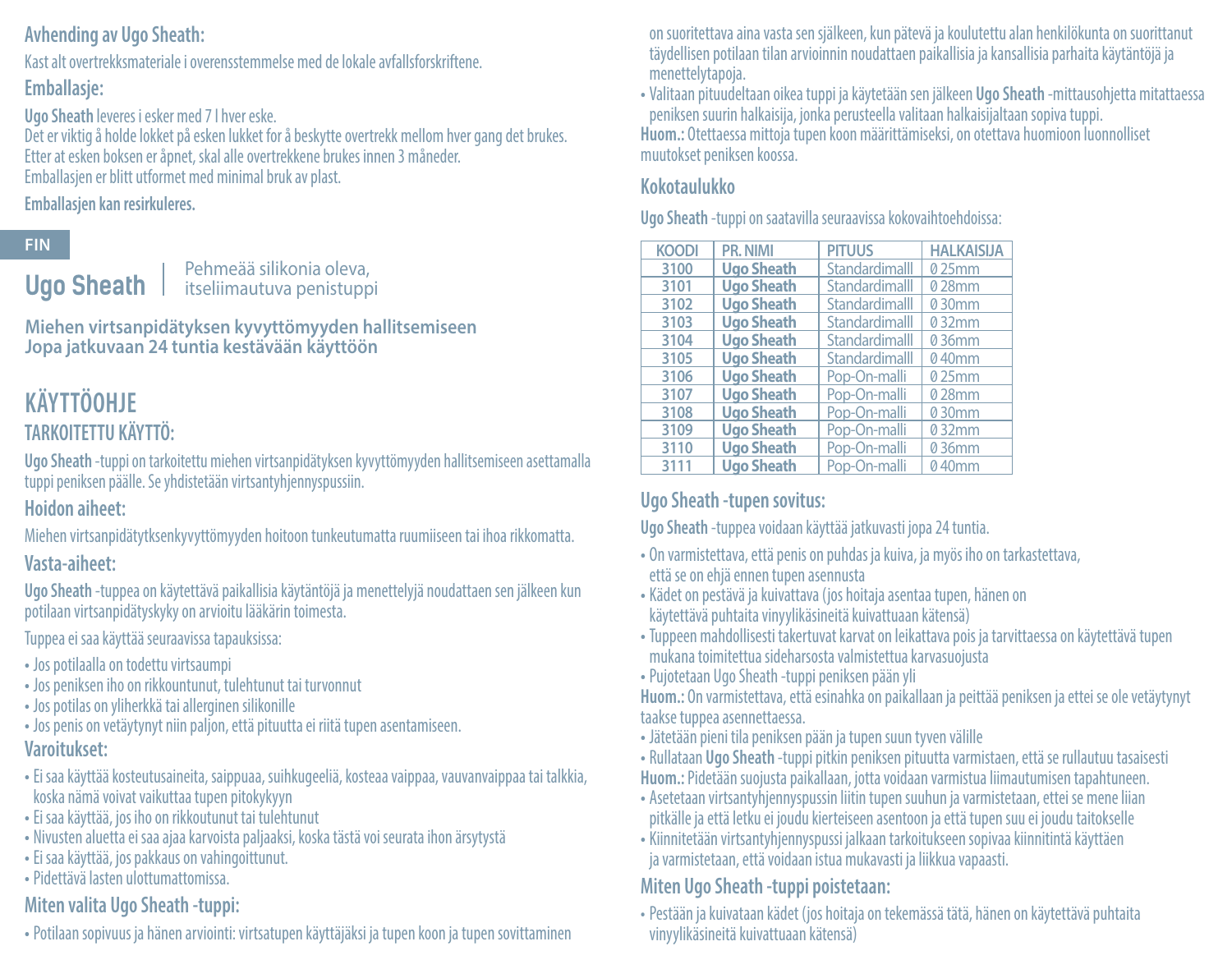**Avhending av Ugo Sheath:**

Kast alt overtrekksmateriale i overensstemmelse med de lokale avfallsforskriftene.

**Emballasje:**

**Ugo Sheath** leveres i esker med 7 I hver eske.
Det er viktig å holde lokket på esken lukket for å beskytte overtrekk mellom hver gang det brukes.
Etter at esken boksen er åpnet, skal alle overtrekkene brukes innen 3 måneder.
Emballasjen er blitt utformet med minimal bruk av plast.

**Emballasjen kan resirkuleres.**

FIN

# Ugo Sheath | Pehmeää silikonia oleva, itseliimautuva penistuppi

**Miehen virtsanpidätyksen kyvyttömyyden hallitsemiseen**
**Jopa jatkuvaan 24 tuntia kestävään käyttöön**

## KÄYTTÖOHJE

### TARKOITETTU KÄYTTÖ:

**Ugo Sheath** -tuppi on tarkoitettu miehen virtsanpidätyksen kyvyttömyyden hallitsemiseen asettamalla tuppi peniksen päälle. Se yhdistetään virtsantyhjennyspussiin.

### Hoidon aiheet:

Miehen virtsanpidätytksenkyvyttömyyden hoitoon tunkeutumatta ruumiiseen tai ihoa rikkomatta.

### Vasta-aiheet:

**Ugo Sheath** -tuppea on käytettävä paikallisia käytäntöjä ja menettelyjä noudattaen sen jälkeen kun potilaan virtsanpidätyskyky on arvioitu lääkärin toimesta.

Tuppea ei saa käyttää seuraavissa tapauksissa:

- Jos potilaalla on todettu virtsaumpi
- Jos peniksen iho on rikkountunut, tulehtunut tai turvonnut
- Jos potilas on yliherkkä tai allerginen silikonille
- Jos penis on vetäytynyt niin paljon, että pituutta ei riitä tupen asentamiseen.

### Varoitukset:

- Ei saa käyttää kosteutusaineita, saippuaa, suihkugeeliä, kosteaa vaippaa, vauvanvaippaa tai talkkia, koska nämä voivat vaikuttaa tupen pitokykyyn
- Ei saa käyttää, jos iho on rikkoutunut tai tulehtunut
- Nivusten aluetta ei saa ajaa karvoista paljaaksi, koska tästä voi seurata ihon ärsytystä
- Ei saa käyttää, jos pakkaus on vahingoittunut.
- Pidettävä lasten ulottumattomissa.

### Miten valita Ugo Sheath -tuppi:

- Potilaan sopivuus ja hänen arviointi: virtsatupen käyttäjäksi ja tupen koon ja tupen sovittaminen on suoritettava aina vasta sen själkeen, kun pätevä ja koulutettu alan henkilökunta on suorittanut täydellisen potilaan tilan arvioinnin noudattaen paikallisia ja kansallisia parhaita käytäntöjä ja menettelytapoja.
- Valitaan pituudeltaan oikea tuppi ja käytetään sen jälkeen **Ugo Sheath** -mittausohjetta mitattaessa peniksen suurin halkaisija, jonka perusteella valitaan halkaisijaltaan sopiva tuppi.

**Huom.:** Otettaessa mittoja tupen koon määrittämiseksi, on otettava huomioon luonnolliset muutokset peniksen koossa.

### Kokotaulukko

**Ugo Sheath** -tuppi on saatavilla seuraavissa kokovaihtoehdoissa:

| KOODI | PR. NIMI | PITUUS | HALKAISIJA |
|---|---|---|---|
| 3100 | **Ugo Sheath** | Standardimalll | Ø 25mm |
| 3101 | **Ugo Sheath** | Standardimalll | Ø 28mm |
| 3102 | **Ugo Sheath** | Standardimalll | Ø 30mm |
| 3103 | **Ugo Sheath** | Standardimalll | Ø 32mm |
| 3104 | **Ugo Sheath** | Standardimalll | Ø 36mm |
| 3105 | **Ugo Sheath** | Standardimalll | Ø 40mm |
| 3106 | **Ugo Sheath** | Pop-On-malli | Ø 25mm |
| 3107 | **Ugo Sheath** | Pop-On-malli | Ø 28mm |
| 3108 | **Ugo Sheath** | Pop-On-malli | Ø 30mm |
| 3109 | **Ugo Sheath** | Pop-On-malli | Ø 32mm |
| 3110 | **Ugo Sheath** | Pop-On-malli | Ø 36mm |
| 3111 | **Ugo Sheath** | Pop-On-malli | Ø 40mm |

### Ugo Sheath -tupen sovitus:

**Ugo Sheath** -tuppea voidaan käyttää jatkuvasti jopa 24 tuntia.

- On varmistettava, että penis on puhdas ja kuiva, ja myös iho on tarkastettava, että se on ehjä ennen tupen asennusta
- Kädet on pestävä ja kuivattava (jos hoitaja asentaa tupen, hänen on käytettävä puhtaita vinyylikäsineitä kuivattuaan kätensä)
- Tuppeen mahdollisesti takertuvat karvat on leikattava pois ja tarvittaessa on käytettävä tupen mukana toimitettua sideharsosta valmistettua karvasuojusta
- Pujotetaan Ugo Sheath -tuppi peniksen pään yli

**Huom.:** On varmistettava, että esinahka on paikallaan ja peittää peniksen ja ettei se ole vetäytynyt taakse tuppea asennettaessa.

- Jätetään pieni tila peniksen pään ja tupen suun tyven välille
- Rullataan **Ugo Sheath** -tuppi pitkin peniksen pituutta varmistaen, että se rullautuu tasaisesti

**Huom.:** Pidetään suojusta paikallaan, jotta voidaan varmistua liimautumisen tapahtuneen.

- Asetetaan virtsantyhjennyspussin liitin tupen suuhun ja varmistetaan, ettei se mene liian pitkälle ja että letku ei joudu kierteiseen asentoon ja että tupen suu ei joudu taitokselle
- Kiinnitetään virtsantyhjennyspussi jalkaan tarkoitukseen sopivaa kiinnitintä käyttäen ja varmistetaan, että voidaan istua mukavasti ja liikkua vapaasti.

### Miten Ugo Sheath -tuppi poistetaan:

- Pestään ja kuivataan kädet (jos hoitaja on tekemässä tätä, hänen on käytettävä puhtaita vinyylikäsineitä kuivattuaan kätensä)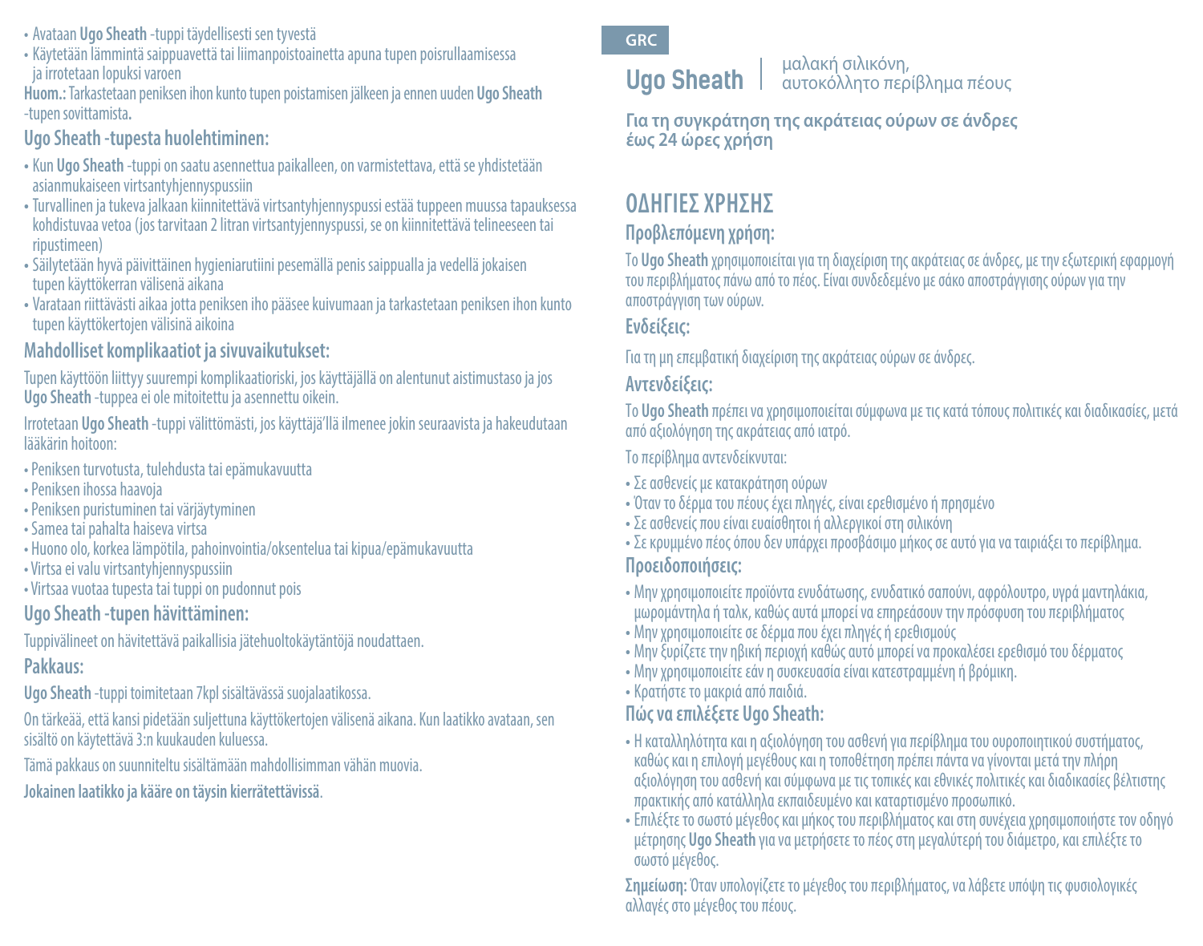- Avataan **Ugo Sheath** -tuppi täydellisesti sen tyvestä
- Käytetään lämmintä saippuavettä tai liimanpoistoainetta apuna tupen poisrullaamisessa ja irrotetaan lopuksi varoen

**Huom.:** Tarkastetaan peniksen ihon kunto tupen poistamisen jälkeen ja ennen uuden **Ugo Sheath** -tupen sovittamista.

## Ugo Sheath -tupesta huolehtiminen:

- Kun **Ugo Sheath** -tuppi on saatu asennettua paikalleen, on varmistettava, että se yhdistetään asianmukaiseen virtsantyhjennyspussiin
- Turvallinen ja tukeva jalkaan kiinnitettävä virtsantyhjennyspussi estää tuppeen muussa tapauksessa kohdistuvaa vetoa (jos tarvitaan 2 litran virtsantyhjennyspussi, se on kiinnitettävä telineeseen tai ripustimeen)
- Säilytetään hyvä päivittäinen hygieniarutiini pesemällä penis saippualla ja vedellä jokaisen tupen käyttökerran välisenä aikana
- Varataan riittävästi aikaa jotta peniksen iho pääsee kuivumaan ja tarkastetaan peniksen ihon kunto tupen käyttökertojen välisinä aikoina

## Mahdolliset komplikaatiot ja sivuvaikutukset:

Tupen käyttöön liittyy suurempi komplikaatioriski, jos käyttäjällä on alentunut aistimustaso ja jos **Ugo Sheath** -tuppea ei ole mitoitettu ja asennettu oikein.

Irrotetaan **Ugo Sheath** -tuppi välittömästi, jos käyttäjä'llä ilmenee jokin seuraavista ja hakeudutaan lääkärin hoitoon:

- Peniksen turvotusta, tulehdusta tai epämukavuutta
- Peniksen ihossa haavoja
- Peniksen puristuminen tai värjäytyminen
- Samea tai pahalta haiseva virtsa
- Huono olo, korkea lämpötila, pahoinvointia/oksentelua tai kipua/epämukavuutta
- Virtsa ei valu virtsantyhjennyspussiin
- Virtsaa vuotaa tupesta tai tuppi on pudonnut pois

## Ugo Sheath -tupen hävittäminen:

Tuppivälineet on hävitettävä paikallisia jätehuoltokäytäntöjä noudattaen.

## Pakkaus:

**Ugo Sheath** -tuppi toimitetaan 7kpl sisältävässä suojalaatikossa.

On tärkeää, että kansi pidetään suljettuna käyttökertojen välisenä aikana. Kun laatikko avataan, sen sisältö on käytettävä 3:n kuukauden kuluessa.

Tämä pakkaus on suunniteltu sisältämään mahdollisimman vähän muovia.

**Jokainen laatikko ja kääre on täysin kierrätettävissä**.

GRC

# Ugo Sheath | μαλακή σιλικόνη, αυτοκόλλητο περίβλημα πέους

**Για τη συγκράτηση της ακράτειας ούρων σε άνδρες έως 24 ώρες χρήση**

## ΟΔΗΓΙΕΣ ΧΡΗΣΗΣ

### Προβλεπόμενη χρήση:

Το **Ugo Sheath** χρησιμοποιείται για τη διαχείριση της ακράτειας σε άνδρες, με την εξωτερική εφαρμογή του περιβλήματος πάνω από το πέος. Είναι συνδεδεμένο με σάκο αποστράγγισης ούρων για την αποστράγγιση των ούρων.

### Ενδείξεις:

Για τη μη επεμβατική διαχείριση της ακράτειας ούρων σε άνδρες.

### Αντενδείξεις:

Το **Ugo Sheath** πρέπει να χρησιμοποιείται σύμφωνα με τις κατά τόπους πολιτικές και διαδικασίες, μετά από αξιολόγηση της ακράτειας από ιατρό.

Το περίβλημα αντενδείκνυται:

- Σε ασθενείς με κατακράτηση ούρων
- Όταν το δέρμα του πέους έχει πληγές, είναι ερεθισμένο ή πρησμένο
- Σε ασθενείς που είναι ευαίσθητοι ή αλλεργικοί στη σιλικόνη
- Σε κρυμμένο πέος όπου δεν υπάρχει προσβάσιμο μήκος σε αυτό για να ταιριάξει το περίβλημα.

### Προειδοποιήσεις:

- Μην χρησιμοποιείτε προϊόντα ενυδάτωσης, ενυδατικό σαπούνι, αφρόλουτρο, υγρά μαντηλάκια, μωρομάντηλα ή ταλκ, καθώς αυτά μπορεί να επηρεάσουν την πρόσφυση του περιβλήματος
- Μην χρησιμοποιείτε σε δέρμα που έχει πληγές ή ερεθισμούς
- Μην ξυρίζετε την ηβική περιοχή καθώς αυτό μπορεί να προκαλέσει ερεθισμό του δέρματος
- Μην χρησιμοποιείτε εάν η συσκευασία είναι κατεστραμμένη ή βρόμικη.
- Κρατήστε το μακριά από παιδιά.

### Πώς να επιλέξετε Ugo Sheath:

- Η καταλληλότητα και η αξιολόγηση του ασθενή για περίβλημα του ουροποιητικού συστήματος, καθώς και η επιλογή μεγέθους και η τοποθέτηση πρέπει πάντα να γίνονται μετά την πλήρη αξιολόγηση του ασθενή και σύμφωνα με τις τοπικές και εθνικές πολιτικές και διαδικασίες βέλτιστης πρακτικής από κατάλληλα εκπαιδευμένο και καταρτισμένο προσωπικό.
- Επιλέξτε το σωστό μέγεθος και μήκος του περιβλήματος και στη συνέχεια χρησιμοποιήστε τον οδηγό μέτρησης **Ugo Sheath** για να μετρήσετε το πέος στη μεγαλύτερή του διάμετρο, και επιλέξτε το σωστό μέγεθος.

**Σημείωση:** Όταν υπολογίζετε το μέγεθος του περιβλήματος, να λάβετε υπόψη τις φυσιολογικές αλλαγές στο μέγεθος του πέους.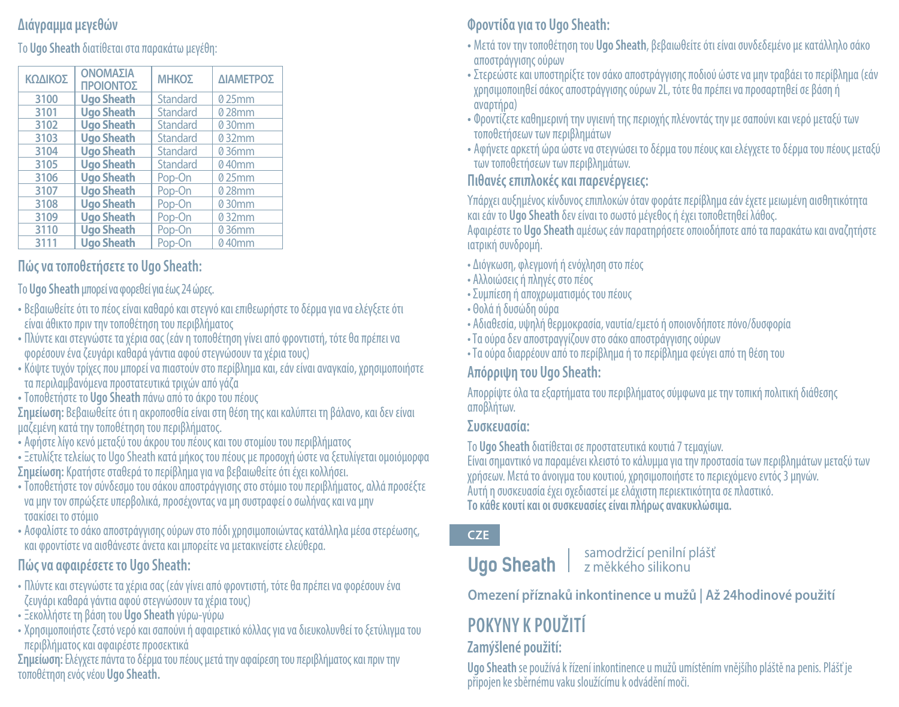## Διάγραμμα μεγεθών

Το **Ugo Sheath** διατίθεται στα παρακάτω μεγέθη:

| ΚΩΔΙΚΟΣ | ΟΝΟΜΑΣΙΑ ΠΡΟΙΟΝΤΟΣ | ΜΗΚΟΣ | ΔΙΑΜΕΤΡΟΣ |
|---|---|---|---|
| 3100 | **Ugo Sheath** | Standard | Ø 25mm |
| 3101 | **Ugo Sheath** | Standard | Ø 28mm |
| 3102 | **Ugo Sheath** | Standard | Ø 30mm |
| 3103 | **Ugo Sheath** | Standard | Ø 32mm |
| 3104 | **Ugo Sheath** | Standard | Ø 36mm |
| 3105 | **Ugo Sheath** | Standard | Ø 40mm |
| 3106 | **Ugo Sheath** | Pop-On | Ø 25mm |
| 3107 | **Ugo Sheath** | Pop-On | Ø 28mm |
| 3108 | **Ugo Sheath** | Pop-On | Ø 30mm |
| 3109 | **Ugo Sheath** | Pop-On | Ø 32mm |
| 3110 | **Ugo Sheath** | Pop-On | Ø 36mm |
| 3111 | **Ugo Sheath** | Pop-On | Ø 40mm |

## Πώς να τοποθετήσετε το Ugo Sheath:

Το **Ugo Sheath** μπορεί να φορεθεί για έως 24 ώρες.

- Βεβαιωθείτε ότι το πέος είναι καθαρό και στεγνό και επιθεωρήστε το δέρμα για να ελέγξετε ότι είναι άθικτο πριν την τοποθέτηση του περιβλήματος
- Πλύντε και στεγνώστε τα χέρια σας (εάν η τοποθέτηση γίνει από φροντιστή, τότε θα πρέπει να φορέσουν ένα ζευγάρι καθαρά γάντια αφού στεγνώσουν τα χέρια τους)
- Κόψτε τυχόν τρίχες που μπορεί να πιαστούν στο περίβλημα και, εάν είναι αναγκαίο, χρησιμοποιήστε τα περιλαμβανόμενα προστατευτικά τριχών από γάζα
- Τοποθετήστε το **Ugo Sheath** πάνω από το άκρο του πέους

**Σημείωση:** Βεβαιωθείτε ότι η ακροποσθία είναι στη θέση της και καλύπτει τη βάλανο, και δεν είναι μαζεμένη κατά την τοποθέτηση του περιβλήματος.

- Αφήστε λίγο κενό μεταξύ του άκρου του πέους και του στομίου του περιβλήματος
- Ξετυλίξτε τελείως το Ugo Sheath κατά μήκος του πέους με προσοχή ώστε να ξετυλίγεται ομοιόμορφα

**Σημείωση:** Κρατήστε σταθερά το περίβλημα για να βεβαιωθείτε ότι έχει κολλήσει.

- Τοποθετήστε τον σύνδεσμο του σάκου αποστράγγισης στο στόμιο του περιβλήματος, αλλά προσέξτε να μην τον σπρώξετε υπερβολικά, προσέχοντας να μη συστραφεί ο σωλήνας και να μην τσακίσει το στόμιο
- Ασφαλίστε το σάκο αποστράγγισης ούρων στο πόδι χρησιμοποιώντας κατάλληλα μέσα στερέωσης, και φροντίστε να αισθάνεστε άνετα και μπορείτε να μετακινείστε ελεύθερα.

## Πώς να αφαιρέσετε το Ugo Sheath:

- Πλύντε και στεγνώστε τα χέρια σας (εάν γίνει από φροντιστή, τότε θα πρέπει να φορέσουν ένα ζευγάρι καθαρά γάντια αφού στεγνώσουν τα χέρια τους)
- Ξεκολλήστε τη βάση του **Ugo Sheath** γύρω-γύρω
- Χρησιμοποιήστε ζεστό νερό και σαπούνι ή αφαιρετικό κόλλας για να διευκολυνθεί το ξετύλιγμα του περιβλήματος και αφαιρέστε προσεκτικά

**Σημείωση:** Ελέγχετε πάντα το δέρμα του πέους μετά την αφαίρεση του περιβλήματος και πριν την τοποθέτηση ενός νέου **Ugo Sheath.**

## Φροντίδα για το Ugo Sheath:

- Μετά τον την τοποθέτηση του **Ugo Sheath**, βεβαιωθείτε ότι είναι συνδεδεμένο με κατάλληλο σάκο αποστράγγισης ούρων
- Στερεώστε και υποστηρίξτε τον σάκο αποστράγγισης ποδιού ώστε να μην τραβάει το περίβλημα (εάν χρησιμοποιηθεί σάκος αποστράγγισης ούρων 2L, τότε θα πρέπει να προσαρτηθεί σε βάση ή αναρτήρα)
- Φροντίζετε καθημερινή την υγιεινή της περιοχής πλένοντάς την με σαπούνι και νερό μεταξύ των τοποθετήσεων των περιβλημάτων
- Αφήνετε αρκετή ώρα ώστε να στεγνώσει το δέρμα του πέους και ελέγχετε το δέρμα του πέους μεταξύ των τοποθετήσεων των περιβλημάτων.

## Πιθανές επιπλοκές και παρενέργειες:

Υπάρχει αυξημένος κίνδυνος επιπλοκών όταν φοράτε περίβλημα εάν έχετε μειωμένη αισθητικότητα και εάν το **Ugo Sheath** δεν είναι το σωστό μέγεθος ή έχει τοποθετηθεί λάθος.
Αφαιρέστε το **Ugo Sheath** αμέσως εάν παρατηρήσετε οποιοδήποτε από τα παρακάτω και αναζητήστε ιατρική συνδρομή.

- Διόγκωση, φλεγμονή ή ενόχληση στο πέος
- Αλλοιώσεις ή πληγές στο πέος
- Συμπίεση ή αποχρωματισμός του πέους
- Θολά ή δυσώδη ούρα
- Αδιαθεσία, υψηλή θερμοκρασία, ναυτία/εμετό ή οποιονδήποτε πόνο/δυσφορία
- Τα ούρα δεν αποστραγγίζουν στο σάκο αποστράγγισης ούρων
- Τα ούρα διαρρέουν από το περίβλημα ή το περίβλημα φεύγει από τη θέση του

## Απόρριψη του Ugo Sheath:

Απορρίψτε όλα τα εξαρτήματα του περιβλήματος σύμφωνα με την τοπική πολιτική διάθεσης αποβλήτων.

## Συσκευασία:

Το **Ugo Sheath** διατίθεται σε προστατευτικά κουτιά 7 τεμαχίων.
Είναι σημαντικό να παραμένει κλειστό το κάλυμμα για την προστασία των περιβλημάτων μεταξύ των χρήσεων. Μετά το άνοιγμα του κουτιού, χρησιμοποιήστε το περιεχόμενο εντός 3 μηνών.
Αυτή η συσκευασία έχει σχεδιαστεί με ελάχιστη περιεκτικότητα σε πλαστικό.
**Το κάθε κουτί και οι συσκευασίες είναι πλήρως ανακυκλώσιμα.**

CZE

# Ugo Sheath | samodržící penilní plášť z měkkého silikonu

**Omezení příznaků inkontinence u mužů | Až 24hodinové použití**

## POKYNY K POUŽITÍ

### Zamýšlené použití:

**Ugo Sheath** se používá k řízení inkontinence u mužů umístěním vnějšího pláště na penis. Plášť je připojen ke sběrnému vaku sloužícímu k odvádění moči.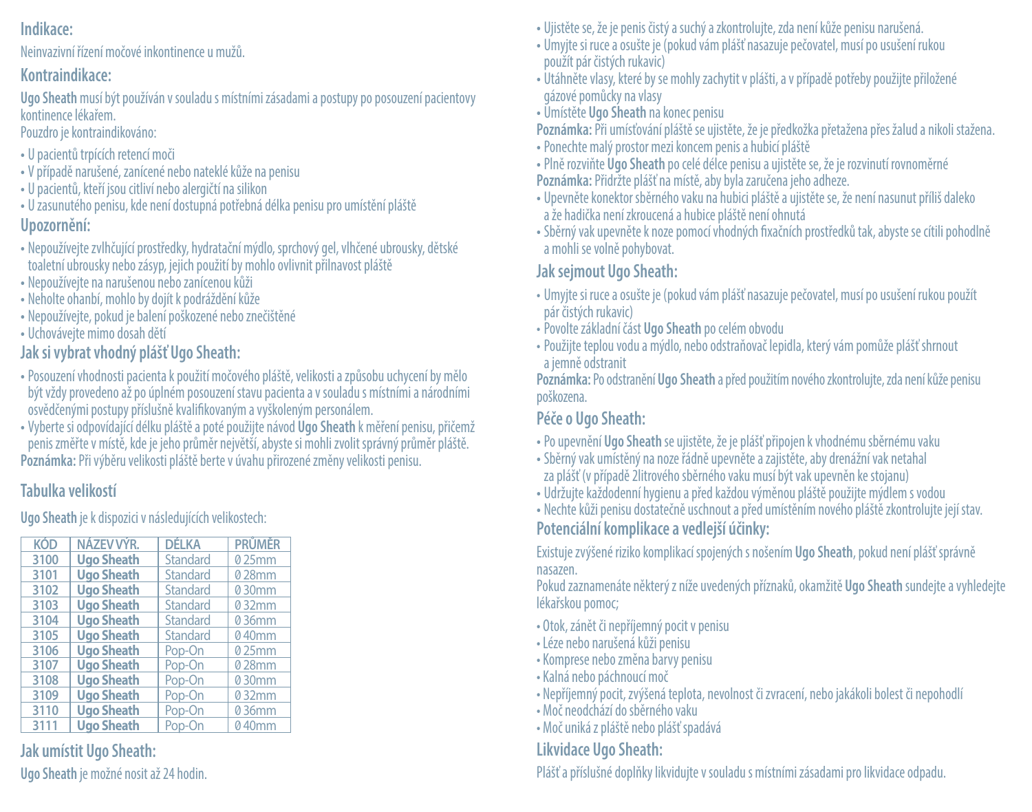## Indikace:

Neinvazivní řízení močové inkontinence u mužů.

## Kontraindikace:

**Ugo Sheath** musí být používán v souladu s místními zásadami a postupy po posouzení pacientovy kontinence lékařem.
Pouzdro je kontraindikováno:

- U pacientů trpících retencí moči
- V případě narušené, zanícené nebo nateklé kůže na penisu
- U pacientů, kteří jsou citliví nebo alergičtí na silikon
- U zasunutého penisu, kde není dostupná potřebná délka penisu pro umístění pláště

## Upozornění:

- Nepoužívejte zvlhčující prostředky, hydratační mýdlo, sprchový gel, vlhčené ubrousky, dětské toaletní ubrousky nebo zásyp, jejich použití by mohlo ovlivnit přilnavost pláště
- Nepoužívejte na narušenou nebo zanícenou kůži
- Neholte ohanbí, mohlo by dojít k podráždění kůže
- Nepoužívejte, pokud je balení poškozené nebo znečištěné
- Uchovávejte mimo dosah dětí

## Jak si vybrat vhodný plášť Ugo Sheath:

- Posouzení vhodnosti pacienta k použití močového pláště, velikosti a způsobu uchycení by mělo být vždy provedeno až po úplném posouzení stavu pacienta a v souladu s místními a národními osvědčenými postupy příslušně kvalifikovaným a vyškoleným personálem.
- Vyberte si odpovídající délku pláště a poté použijte návod **Ugo Sheath** k měření penisu, přičemž penis změřte v místě, kde je jeho průměr největší, abyste si mohli zvolit správný průměr pláště.

**Poznámka:** Při výběru velikosti pláště berte v úvahu přirozené změny velikosti penisu.

## Tabulka velikostí

**Ugo Sheath** je k dispozici v následujících velikostech:

| KÓD | NÁZEV VÝR. | DÉLKA | PRŮMĚR |
|---|---|---|---|
| 3100 | **Ugo Sheath** | Standard | Ø 25mm |
| 3101 | **Ugo Sheath** | Standard | Ø 28mm |
| 3102 | **Ugo Sheath** | Standard | Ø 30mm |
| 3103 | **Ugo Sheath** | Standard | Ø 32mm |
| 3104 | **Ugo Sheath** | Standard | Ø 36mm |
| 3105 | **Ugo Sheath** | Standard | Ø 40mm |
| 3106 | **Ugo Sheath** | Pop-On | Ø 25mm |
| 3107 | **Ugo Sheath** | Pop-On | Ø 28mm |
| 3108 | **Ugo Sheath** | Pop-On | Ø 30mm |
| 3109 | **Ugo Sheath** | Pop-On | Ø 32mm |
| 3110 | **Ugo Sheath** | Pop-On | Ø 36mm |
| 3111 | **Ugo Sheath** | Pop-On | Ø 40mm |

## Jak umístit Ugo Sheath:

**Ugo Sheath** je možné nosit až 24 hodin.

- Ujistěte se, že je penis čistý a suchý a zkontrolujte, zda není kůže penisu narušená.
- Umyjte si ruce a osušte je (pokud vám plášť nasazuje pečovatel, musí po usušení rukou použít pár čistých rukavic)
- Utáhněte vlasy, které by se mohly zachytit v plášti, a v případě potřeby použijte přiložené gázové pomůcky na vlasy
- Umístěte **Ugo Sheath** na konec penisu

**Poznámka:** Při umísťování pláště se ujistěte, že je předkožka přetažena přes žalud a nikoli stažena.

- Ponechte malý prostor mezi koncem penis a hubicí pláště
- Plně rozviňte **Ugo Sheath** po celé délce penisu a ujistěte se, že je rozvinutí rovnoměrné

**Poznámka:** Přidržte plášť na místě, aby byla zaručena jeho adheze.

- Upevněte konektor sběrného vaku na hubici pláště a ujistěte se, že není nasunut příliš daleko a že hadička není zkroucená a hubice pláště není ohnutá
- Sběrný vak upevněte k noze pomocí vhodných fixačních prostředků tak, abyste se cítili pohodlně a mohli se volně pohybovat.

## Jak sejmout Ugo Sheath:

- Umyjte si ruce a osušte je (pokud vám plášť nasazuje pečovatel, musí po usušení rukou použít pár čistých rukavic)
- Povolte základní část **Ugo Sheath** po celém obvodu
- Použijte teplou vodu a mýdlo, nebo odstraňovač lepidla, který vám pomůže plášť shrnout a jemně odstranit

**Poznámka:** Po odstranění **Ugo Sheath** a před použitím nového zkontrolujte, zda není kůže penisu poškozena.

## Péče o Ugo Sheath:

- Po upevnění **Ugo Sheath** se ujistěte, že je plášť připojen k vhodnému sběrnému vaku
- Sběrný vak umístěný na noze řádně upevněte a zajistěte, aby drenážní vak netahal za plášť (v případě 2litrového sběrného vaku musí být vak upevněn ke stojanu)
- Udržujte každodenní hygienu a před každou výměnou pláště použijte mýdlem s vodou
- Nechte kůži penisu dostatečně uschnout a před umístěním nového pláště zkontrolujte její stav.

## Potenciální komplikace a vedlejší účinky:

Existuje zvýšené riziko komplikací spojených s nošením **Ugo Sheath**, pokud není plášť správně nasazen.
Pokud zaznamenáte některý z níže uvedených příznaků, okamžitě **Ugo Sheath** sundejte a vyhledejte lékařskou pomoc;

- Otok, zánět či nepříjemný pocit v penisu
- Léze nebo narušená kůži penisu
- Komprese nebo změna barvy penisu
- Kalná nebo páchnoucí moč
- Nepříjemný pocit, zvýšená teplota, nevolnost či zvracení, nebo jakákoli bolest či nepohodlí
- Moč neodchází do sběrného vaku
- Moč uniká z pláště nebo plášť spadává

## Likvidace Ugo Sheath:

Plášť a příslušné doplňky likvidujte v souladu s místními zásadami pro likvidace odpadu.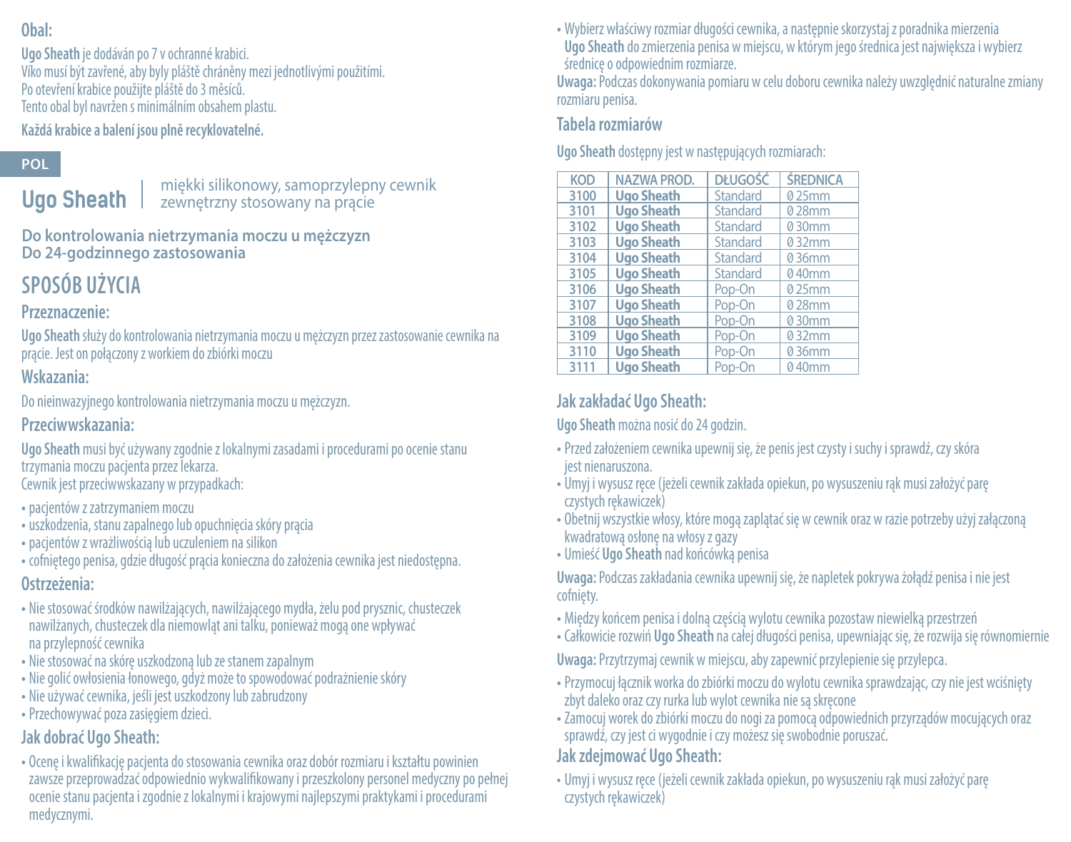### Obal:

**Ugo Sheath** je dodáván po 7 v ochranné krabici.
Víko musí být zavřené, aby byly pláště chráněny mezi jednotlivými použitími.
Po otevření krabice použijte pláště do 3 měsíců.
Tento obal byl navržen s minimálním obsahem plastu.

**Každá krabice a balení jsou plně recyklovatelné.**

POL

# Ugo Sheath | miękki silikonowy, samoprzylepny cewnik zewnętrzny stosowany na prącie

**Do kontrolowania nietrzymania moczu u mężczyzn**
**Do 24-godzinnego zastosowania**

## SPOSÓB UŻYCIA

### Przeznaczenie:

**Ugo Sheath** służy do kontrolowania nietrzymania moczu u mężczyzn przez zastosowanie cewnika na prącie. Jest on połączony z workiem do zbiórki moczu

### Wskazania:

Do nieinwazyjnego kontrolowania nietrzymania moczu u mężczyzn.

### Przeciwwskazania:

**Ugo Sheath** musi być używany zgodnie z lokalnymi zasadami i procedurami po ocenie stanu trzymania moczu pacjenta przez lekarza.
Cewnik jest przeciwwskazany w przypadkach:

- pacjentów z zatrzymaniem moczu
- uszkodzenia, stanu zapalnego lub opuchnięcia skóry prącia
- pacjentów z wrażliwością lub uczuleniem na silikon
- cofniętego penisa, gdzie długość prącia konieczna do założenia cewnika jest niedostępna.

### Ostrzeżenia:

- Nie stosować środków nawilżających, nawilżającego mydła, żelu pod prysznic, chusteczek nawilżanych, chusteczek dla niemowląt ani talku, ponieważ mogą one wpływać na przylepność cewnika
- Nie stosować na skórę uszkodzoną lub ze stanem zapalnym
- Nie golić owłosienia łonowego, gdyż może to spowodować podrażnienie skóry
- Nie używać cewnika, jeśli jest uszkodzony lub zabrudzony
- Przechowywać poza zasięgiem dzieci.

### Jak dobrać Ugo Sheath:

- Ocenę i kwalifikację pacjenta do stosowania cewnika oraz dobór rozmiaru i kształtu powinien zawsze przeprowadzać odpowiednio wykwalifikowany i przeszkolony personel medyczny po pełnej ocenie stanu pacjenta i zgodnie z lokalnymi i krajowymi najlepszymi praktykami i procedurami medycznymi.
- Wybierz właściwy rozmiar długości cewnika, a następnie skorzystaj z poradnika mierzenia **Ugo Sheath** do zmierzenia penisa w miejscu, w którym jego średnica jest największa i wybierz średnicę o odpowiednim rozmiarze.

**Uwaga:** Podczas dokonywania pomiaru w celu doboru cewnika należy uwzględnić naturalne zmiany rozmiaru penisa.

### Tabela rozmiarów

**Ugo Sheath** dostępny jest w następujących rozmiarach:

| KOD | NAZWA PROD. | DŁUGOŚĆ | ŚREDNICA |
|---|---|---|---|
| 3100 | **Ugo Sheath** | Standard | Ø 25mm |
| 3101 | **Ugo Sheath** | Standard | Ø 28mm |
| 3102 | **Ugo Sheath** | Standard | Ø 30mm |
| 3103 | **Ugo Sheath** | Standard | Ø 32mm |
| 3104 | **Ugo Sheath** | Standard | Ø 36mm |
| 3105 | **Ugo Sheath** | Standard | Ø 40mm |
| 3106 | **Ugo Sheath** | Pop-On | Ø 25mm |
| 3107 | **Ugo Sheath** | Pop-On | Ø 28mm |
| 3108 | **Ugo Sheath** | Pop-On | Ø 30mm |
| 3109 | **Ugo Sheath** | Pop-On | Ø 32mm |
| 3110 | **Ugo Sheath** | Pop-On | Ø 36mm |
| 3111 | **Ugo Sheath** | Pop-On | Ø 40mm |

### Jak zakładać Ugo Sheath:

**Ugo Sheath** można nosić do 24 godzin.

- Przed założeniem cewnika upewnij się, że penis jest czysty i suchy i sprawdź, czy skóra jest nienaruszona.
- Umyj i wysusz ręce (jeżeli cewnik zakłada opiekun, po wysuszeniu rąk musi założyć parę czystych rękawiczek)
- Obetnij wszystkie włosy, które mogą zaplątać się w cewnik oraz w razie potrzeby użyj załączoną kwadratową osłonę na włosy z gazy
- Umieść **Ugo Sheath** nad końcówką penisa

**Uwaga:** Podczas zakładania cewnika upewnij się, że napletek pokrywa żołądź penisa i nie jest cofnięty.

- Między końcem penisa i dolną częścią wylotu cewnika pozostaw niewielką przestrzeń
- Całkowicie rozwiń **Ugo Sheath** na całej długości penisa, upewniając się, że rozwija się równomiernie

**Uwaga:** Przytrzymaj cewnik w miejscu, aby zapewnić przylepienie się przylepca.

- Przymocuj łącznik worka do zbiórki moczu do wylotu cewnika sprawdzając, czy nie jest wciśnięty zbyt daleko oraz czy rurka lub wylot cewnika nie są skręcone
- Zamocuj worek do zbiórki moczu do nogi za pomocą odpowiednich przyrządów mocujących oraz sprawdź, czy jest ci wygodnie i czy możesz się swobodnie poruszać.

### Jak zdejmować Ugo Sheath:

- Umyj i wysusz ręce (jeżeli cewnik zakłada opiekun, po wysuszeniu rąk musi założyć parę czystych rękawiczek)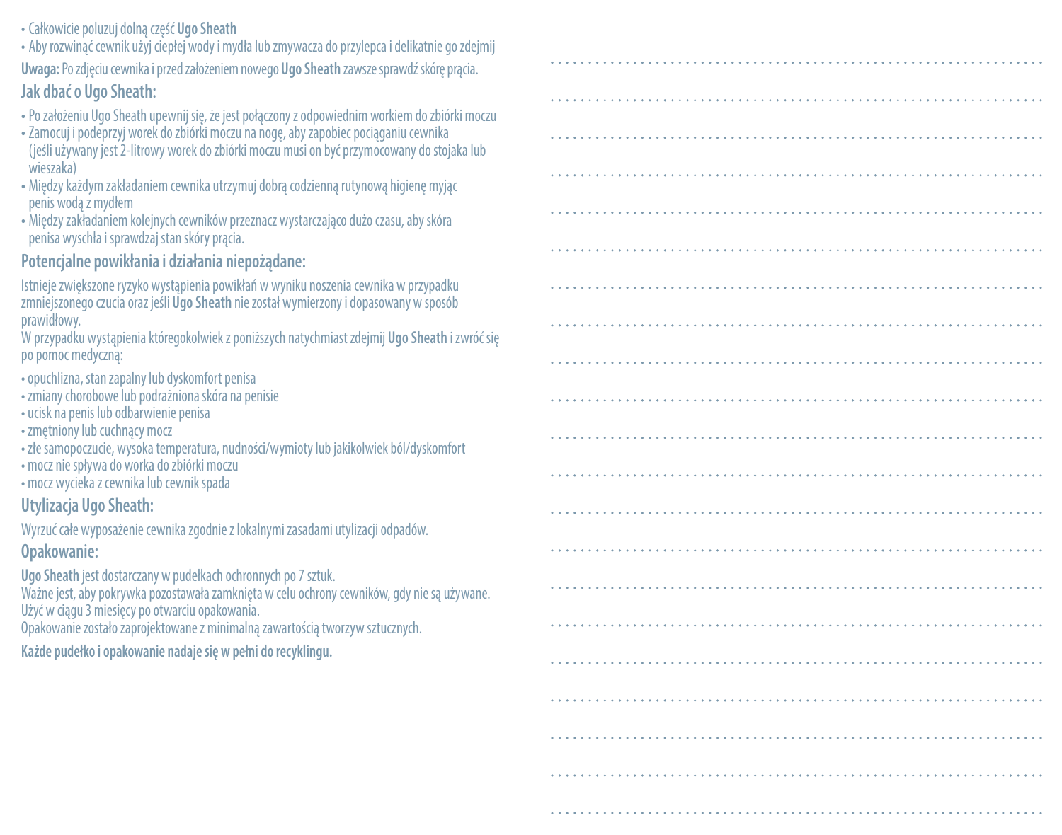- Całkowicie poluzuj dolną część **Ugo Sheath**
- Aby rozwinąć cewnik użyj ciepłej wody i mydła lub zmywacza do przylepca i delikatnie go zdejmij

**Uwaga:** Po zdjęciu cewnika i przed założeniem nowego **Ugo Sheath** zawsze sprawdź skórę prącia.

## Jak dbać o Ugo Sheath:

- Po założeniu Ugo Sheath upewnij się, że jest połączony z odpowiednim workiem do zbiórki moczu
- Zamocuj i podeprzyj worek do zbiórki moczu na nogę, aby zapobiec pociąganiu cewnika (jeśli używany jest 2-litrowy worek do zbiórki moczu musi on być przymocowany do stojaka lub wieszaka)
- Między każdym zakładaniem cewnika utrzymuj dobrą codzienną rutynową higienę myjąc penis wodą z mydłem
- Między zakładaniem kolejnych cewników przeznacz wystarczająco dużo czasu, aby skóra penisa wyschła i sprawdzaj stan skóry prącia.

## Potencjalne powikłania i działania niepożądane:

Istnieje zwiększone ryzyko wystąpienia powikłań w wyniku noszenia cewnika w przypadku zmniejszonego czucia oraz jeśli **Ugo Sheath** nie został wymierzony i dopasowany w sposób prawidłowy.
W przypadku wystąpienia któregokolwiek z poniższych natychmiast zdejmij **Ugo Sheath** i zwróć się po pomoc medyczną:

- opuchlizna, stan zapalny lub dyskomfort penisa
- zmiany chorobowe lub podrażniona skóra na penisie
- ucisk na penis lub odbarwienie penisa
- zmętniony lub cuchnący mocz
- złe samopoczucie, wysoka temperatura, nudności/wymioty lub jakikolwiek ból/dyskomfort
- mocz nie spływa do worka do zbiórki moczu
- mocz wycieka z cewnika lub cewnik spada

## Utylizacja Ugo Sheath:

Wyrzuć całe wyposażenie cewnika zgodnie z lokalnymi zasadami utylizacji odpadów.

## Opakowanie:

**Ugo Sheath** jest dostarczany w pudełkach ochronnych po 7 sztuk.
Ważne jest, aby pokrywka pozostawała zamknięta w celu ochrony cewników, gdy nie są używane.
Użyć w ciągu 3 miesięcy po otwarciu opakowania.
Opakowanie zostało zaprojektowane z minimalną zawartością tworzyw sztucznych.

**Każde pudełko i opakowanie nadaje się w pełni do recyklingu.**